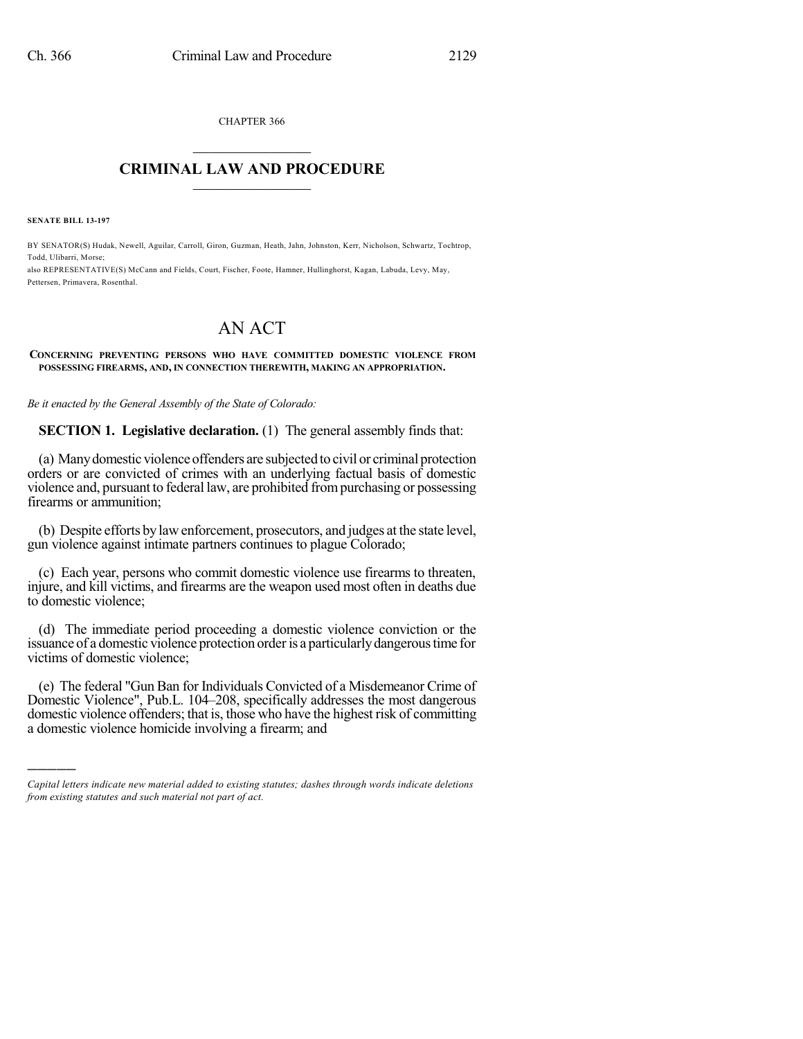CHAPTER 366

# CRIMINAL LAW AND PROCEDURE

**SENATE BILL 13-197**

BY SENATOR(S) Hudak, Newell, Aguilar, Carroll, Giron, Guzman, Heath, Jahn, Johnston, Kerr, Nicholson, Schwartz, Tochtrop, Todd, Ulibarri, Morse;
also REPRESENTATIVE(S) McCann and Fields, Court, Fischer, Foote, Hamner, Hullinghorst, Kagan, Labuda, Levy, May, Pettersen, Primavera, Rosenthal.

# AN ACT

**CONCERNING PREVENTING PERSONS WHO HAVE COMMITTED DOMESTIC VIOLENCE FROM POSSESSING FIREARMS, AND, IN CONNECTION THEREWITH, MAKING AN APPROPRIATION.**

*Be it enacted by the General Assembly of the State of Colorado:*

**SECTION 1. Legislative declaration.** (1) The general assembly finds that:

(a) Many domestic violence offenders are subjected to civil or criminal protection orders or are convicted of crimes with an underlying factual basis of domestic violence and, pursuant to federal law, are prohibited from purchasing or possessing firearms or ammunition;

(b) Despite efforts by law enforcement, prosecutors, and judges at the state level, gun violence against intimate partners continues to plague Colorado;

(c) Each year, persons who commit domestic violence use firearms to threaten, injure, and kill victims, and firearms are the weapon used most often in deaths due to domestic violence;

(d) The immediate period proceeding a domestic violence conviction or the issuance of a domestic violence protection order is a particularly dangerous time for victims of domestic violence;

(e) The federal "Gun Ban for Individuals Convicted of a Misdemeanor Crime of Domestic Violence", Pub.L. 104–208, specifically addresses the most dangerous domestic violence offenders; that is, those who have the highest risk of committing a domestic violence homicide involving a firearm; and

*Capital letters indicate new material added to existing statutes; dashes through words indicate deletions from existing statutes and such material not part of act.*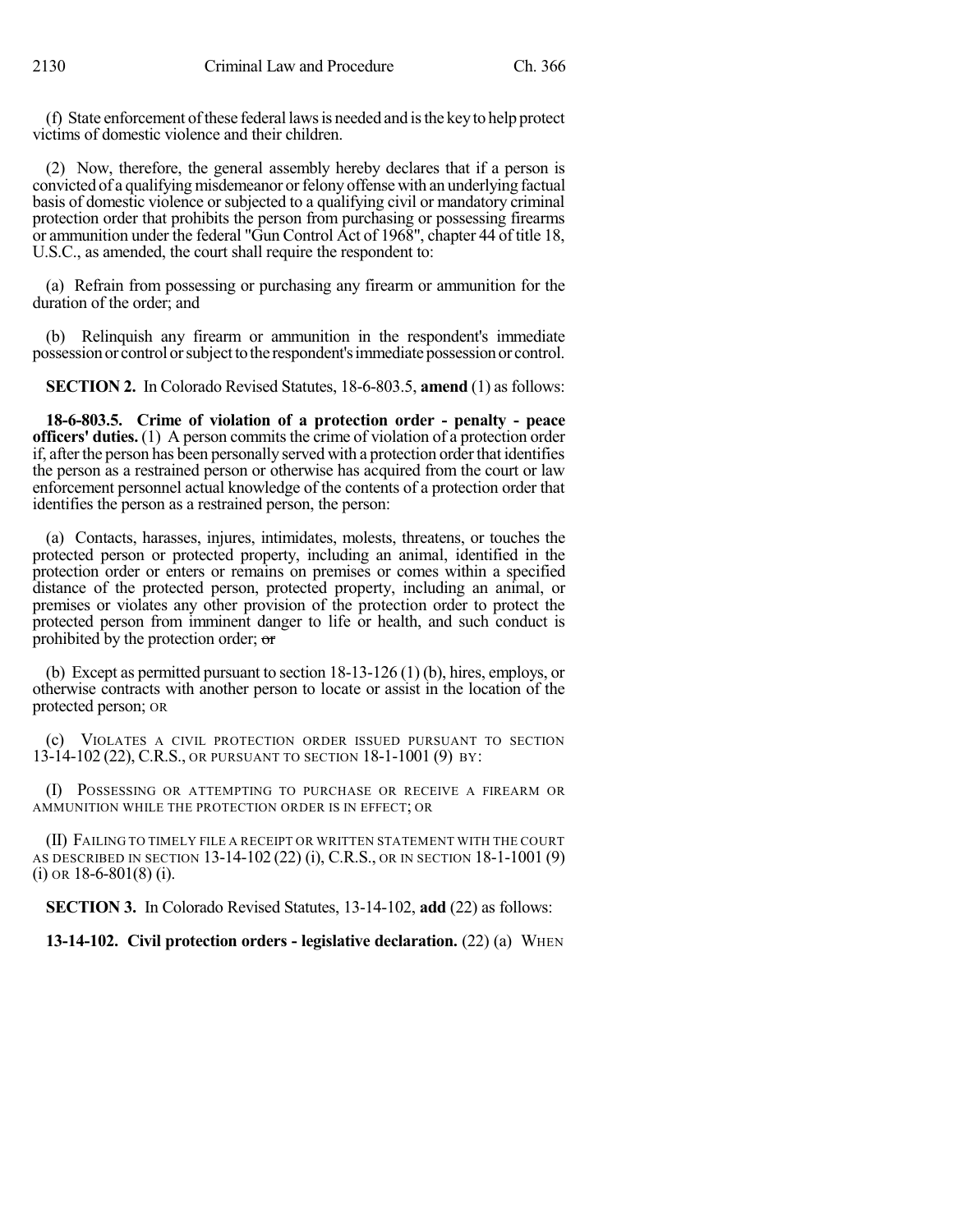(f) State enforcement of these federal laws is needed and is the key to help protect victims of domestic violence and their children.

(2) Now, therefore, the general assembly hereby declares that if a person is convicted of a qualifying misdemeanor or felony offense with an underlying factual basis of domestic violence or subjected to a qualifying civil or mandatory criminal protection order that prohibits the person from purchasing or possessing firearms or ammunition under the federal "Gun Control Act of 1968", chapter 44 of title 18, U.S.C., as amended, the court shall require the respondent to:

(a) Refrain from possessing or purchasing any firearm or ammunition for the duration of the order; and

(b) Relinquish any firearm or ammunition in the respondent's immediate possession or control or subject to the respondent's immediate possession or control.

**SECTION 2.** In Colorado Revised Statutes, 18-6-803.5, **amend** (1) as follows:

**18-6-803.5. Crime of violation of a protection order - penalty - peace officers' duties.** (1) A person commits the crime of violation of a protection order if, after the person has been personally served with a protection order that identifies the person as a restrained person or otherwise has acquired from the court or law enforcement personnel actual knowledge of the contents of a protection order that identifies the person as a restrained person, the person:

(a) Contacts, harasses, injures, intimidates, molests, threatens, or touches the protected person or protected property, including an animal, identified in the protection order or enters or remains on premises or comes within a specified distance of the protected person, protected property, including an animal, or premises or violates any other provision of the protection order to protect the protected person from imminent danger to life or health, and such conduct is prohibited by the protection order; ~~or~~

(b) Except as permitted pursuant to section 18-13-126 (1) (b), hires, employs, or otherwise contracts with another person to locate or assist in the location of the protected person; OR

(c) VIOLATES A CIVIL PROTECTION ORDER ISSUED PURSUANT TO SECTION 13-14-102 (22), C.R.S., OR PURSUANT TO SECTION 18-1-1001 (9) BY:

(I) POSSESSING OR ATTEMPTING TO PURCHASE OR RECEIVE A FIREARM OR AMMUNITION WHILE THE PROTECTION ORDER IS IN EFFECT; OR

(II) FAILING TO TIMELY FILE A RECEIPT OR WRITTEN STATEMENT WITH THE COURT AS DESCRIBED IN SECTION 13-14-102 (22) (i), C.R.S., OR IN SECTION 18-1-1001 (9) (i) OR 18-6-801(8) (i).

**SECTION 3.** In Colorado Revised Statutes, 13-14-102, **add** (22) as follows:

**13-14-102. Civil protection orders - legislative declaration.** (22) (a) WHEN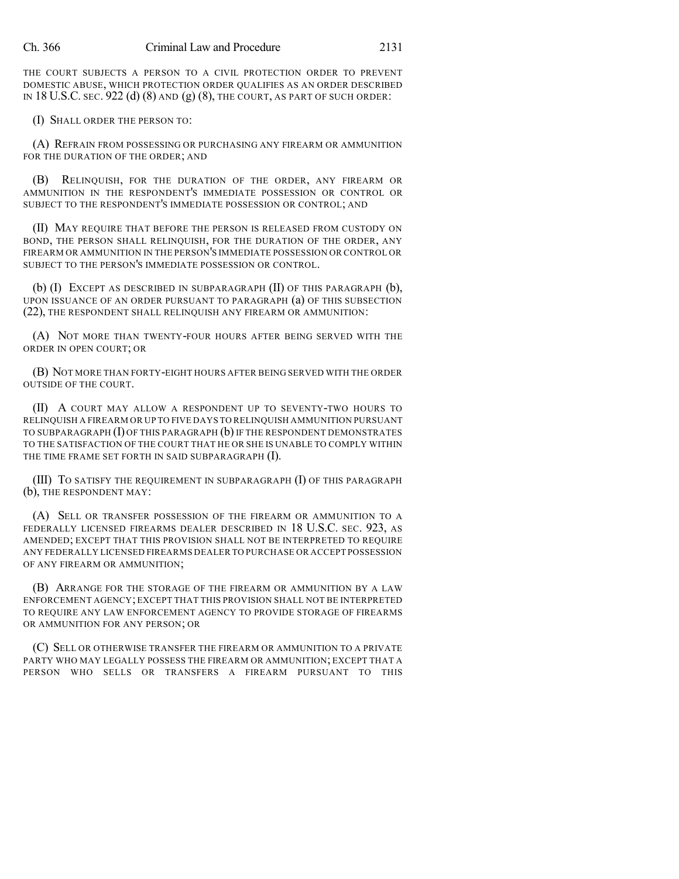THE COURT SUBJECTS A PERSON TO A CIVIL PROTECTION ORDER TO PREVENT DOMESTIC ABUSE, WHICH PROTECTION ORDER QUALIFIES AS AN ORDER DESCRIBED IN 18 U.S.C. SEC. 922 (d) (8) AND (g) (8), THE COURT, AS PART OF SUCH ORDER:

(I) SHALL ORDER THE PERSON TO:

(A) REFRAIN FROM POSSESSING OR PURCHASING ANY FIREARM OR AMMUNITION FOR THE DURATION OF THE ORDER; AND

(B) RELINQUISH, FOR THE DURATION OF THE ORDER, ANY FIREARM OR AMMUNITION IN THE RESPONDENT'S IMMEDIATE POSSESSION OR CONTROL OR SUBJECT TO THE RESPONDENT'S IMMEDIATE POSSESSION OR CONTROL; AND

(II) MAY REQUIRE THAT BEFORE THE PERSON IS RELEASED FROM CUSTODY ON BOND, THE PERSON SHALL RELINQUISH, FOR THE DURATION OF THE ORDER, ANY FIREARM OR AMMUNITION IN THE PERSON'S IMMEDIATE POSSESSION OR CONTROL OR SUBJECT TO THE PERSON'S IMMEDIATE POSSESSION OR CONTROL.

(b) (I) EXCEPT AS DESCRIBED IN SUBPARAGRAPH (II) OF THIS PARAGRAPH (b), UPON ISSUANCE OF AN ORDER PURSUANT TO PARAGRAPH (a) OF THIS SUBSECTION (22), THE RESPONDENT SHALL RELINQUISH ANY FIREARM OR AMMUNITION:

(A) NOT MORE THAN TWENTY-FOUR HOURS AFTER BEING SERVED WITH THE ORDER IN OPEN COURT; OR

(B) NOT MORE THAN FORTY-EIGHT HOURS AFTER BEING SERVED WITH THE ORDER OUTSIDE OF THE COURT.

(II) A COURT MAY ALLOW A RESPONDENT UP TO SEVENTY-TWO HOURS TO RELINQUISH A FIREARM OR UP TO FIVE DAYS TO RELINQUISH AMMUNITION PURSUANT TO SUBPARAGRAPH (I) OF THIS PARAGRAPH (b) IF THE RESPONDENT DEMONSTRATES TO THE SATISFACTION OF THE COURT THAT HE OR SHE IS UNABLE TO COMPLY WITHIN THE TIME FRAME SET FORTH IN SAID SUBPARAGRAPH (I).

(III) TO SATISFY THE REQUIREMENT IN SUBPARAGRAPH (I) OF THIS PARAGRAPH (b), THE RESPONDENT MAY:

(A) SELL OR TRANSFER POSSESSION OF THE FIREARM OR AMMUNITION TO A FEDERALLY LICENSED FIREARMS DEALER DESCRIBED IN 18 U.S.C. SEC. 923, AS AMENDED; EXCEPT THAT THIS PROVISION SHALL NOT BE INTERPRETED TO REQUIRE ANY FEDERALLY LICENSED FIREARMS DEALER TO PURCHASE OR ACCEPT POSSESSION OF ANY FIREARM OR AMMUNITION;

(B) ARRANGE FOR THE STORAGE OF THE FIREARM OR AMMUNITION BY A LAW ENFORCEMENT AGENCY; EXCEPT THAT THIS PROVISION SHALL NOT BE INTERPRETED TO REQUIRE ANY LAW ENFORCEMENT AGENCY TO PROVIDE STORAGE OF FIREARMS OR AMMUNITION FOR ANY PERSON; OR

(C) SELL OR OTHERWISE TRANSFER THE FIREARM OR AMMUNITION TO A PRIVATE PARTY WHO MAY LEGALLY POSSESS THE FIREARM OR AMMUNITION; EXCEPT THAT A PERSON WHO SELLS OR TRANSFERS A FIREARM PURSUANT TO THIS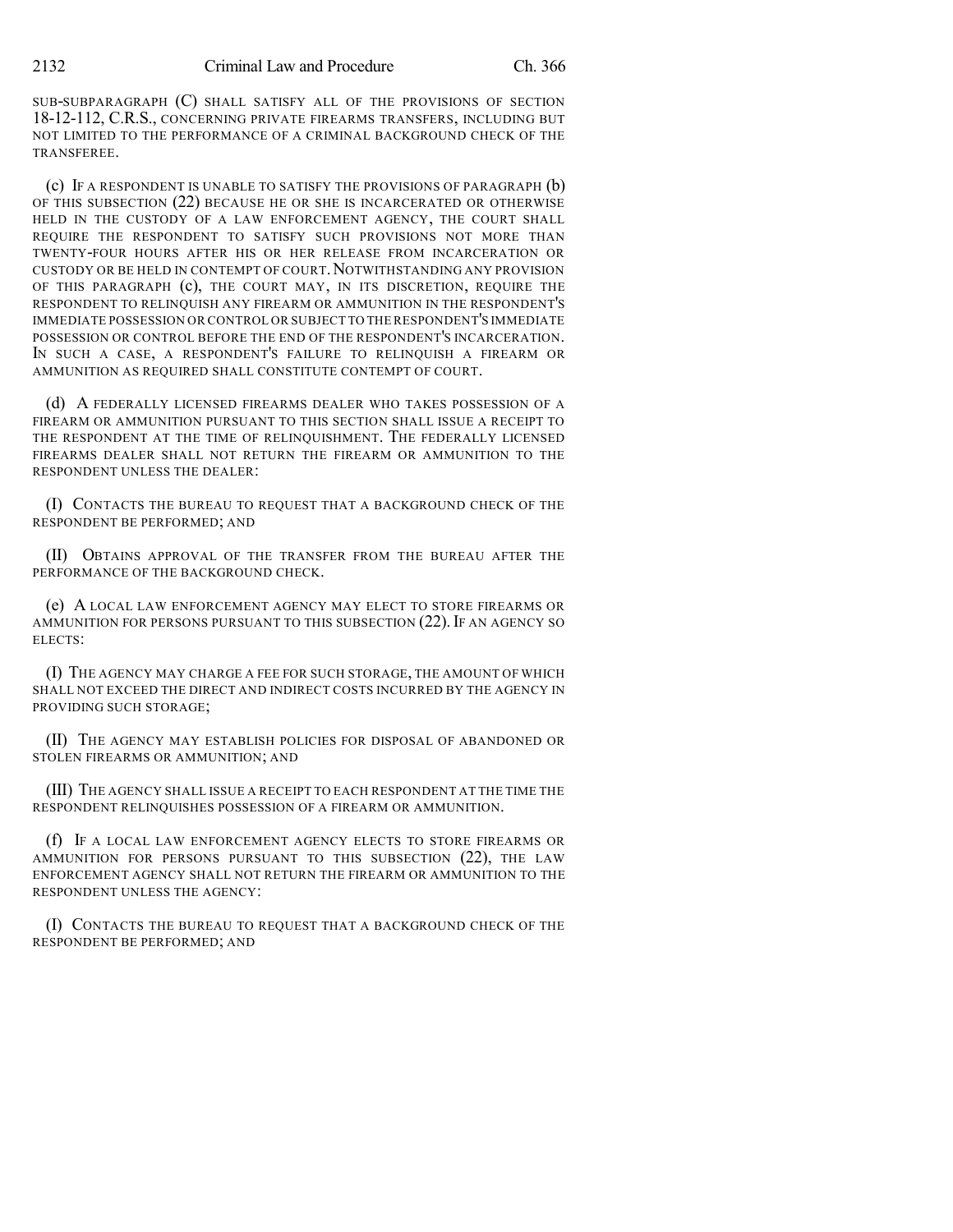SUB-SUBPARAGRAPH (C) SHALL SATISFY ALL OF THE PROVISIONS OF SECTION 18-12-112, C.R.S., CONCERNING PRIVATE FIREARMS TRANSFERS, INCLUDING BUT NOT LIMITED TO THE PERFORMANCE OF A CRIMINAL BACKGROUND CHECK OF THE TRANSFEREE.

(c) IF A RESPONDENT IS UNABLE TO SATISFY THE PROVISIONS OF PARAGRAPH (b) OF THIS SUBSECTION (22) BECAUSE HE OR SHE IS INCARCERATED OR OTHERWISE HELD IN THE CUSTODY OF A LAW ENFORCEMENT AGENCY, THE COURT SHALL REQUIRE THE RESPONDENT TO SATISFY SUCH PROVISIONS NOT MORE THAN TWENTY-FOUR HOURS AFTER HIS OR HER RELEASE FROM INCARCERATION OR CUSTODY OR BE HELD IN CONTEMPT OF COURT. NOTWITHSTANDING ANY PROVISION OF THIS PARAGRAPH (c), THE COURT MAY, IN ITS DISCRETION, REQUIRE THE RESPONDENT TO RELINQUISH ANY FIREARM OR AMMUNITION IN THE RESPONDENT'S IMMEDIATE POSSESSION OR CONTROL OR SUBJECT TO THE RESPONDENT'S IMMEDIATE POSSESSION OR CONTROL BEFORE THE END OF THE RESPONDENT'S INCARCERATION. IN SUCH A CASE, A RESPONDENT'S FAILURE TO RELINQUISH A FIREARM OR AMMUNITION AS REQUIRED SHALL CONSTITUTE CONTEMPT OF COURT.

(d) A FEDERALLY LICENSED FIREARMS DEALER WHO TAKES POSSESSION OF A FIREARM OR AMMUNITION PURSUANT TO THIS SECTION SHALL ISSUE A RECEIPT TO THE RESPONDENT AT THE TIME OF RELINQUISHMENT. THE FEDERALLY LICENSED FIREARMS DEALER SHALL NOT RETURN THE FIREARM OR AMMUNITION TO THE RESPONDENT UNLESS THE DEALER:

(I) CONTACTS THE BUREAU TO REQUEST THAT A BACKGROUND CHECK OF THE RESPONDENT BE PERFORMED; AND

(II) OBTAINS APPROVAL OF THE TRANSFER FROM THE BUREAU AFTER THE PERFORMANCE OF THE BACKGROUND CHECK.

(e) A LOCAL LAW ENFORCEMENT AGENCY MAY ELECT TO STORE FIREARMS OR AMMUNITION FOR PERSONS PURSUANT TO THIS SUBSECTION (22). IF AN AGENCY SO ELECTS:

(I) THE AGENCY MAY CHARGE A FEE FOR SUCH STORAGE, THE AMOUNT OF WHICH SHALL NOT EXCEED THE DIRECT AND INDIRECT COSTS INCURRED BY THE AGENCY IN PROVIDING SUCH STORAGE;

(II) THE AGENCY MAY ESTABLISH POLICIES FOR DISPOSAL OF ABANDONED OR STOLEN FIREARMS OR AMMUNITION; AND

(III) THE AGENCY SHALL ISSUE A RECEIPT TO EACH RESPONDENT AT THE TIME THE RESPONDENT RELINQUISHES POSSESSION OF A FIREARM OR AMMUNITION.

(f) IF A LOCAL LAW ENFORCEMENT AGENCY ELECTS TO STORE FIREARMS OR AMMUNITION FOR PERSONS PURSUANT TO THIS SUBSECTION (22), THE LAW ENFORCEMENT AGENCY SHALL NOT RETURN THE FIREARM OR AMMUNITION TO THE RESPONDENT UNLESS THE AGENCY:

(I) CONTACTS THE BUREAU TO REQUEST THAT A BACKGROUND CHECK OF THE RESPONDENT BE PERFORMED; AND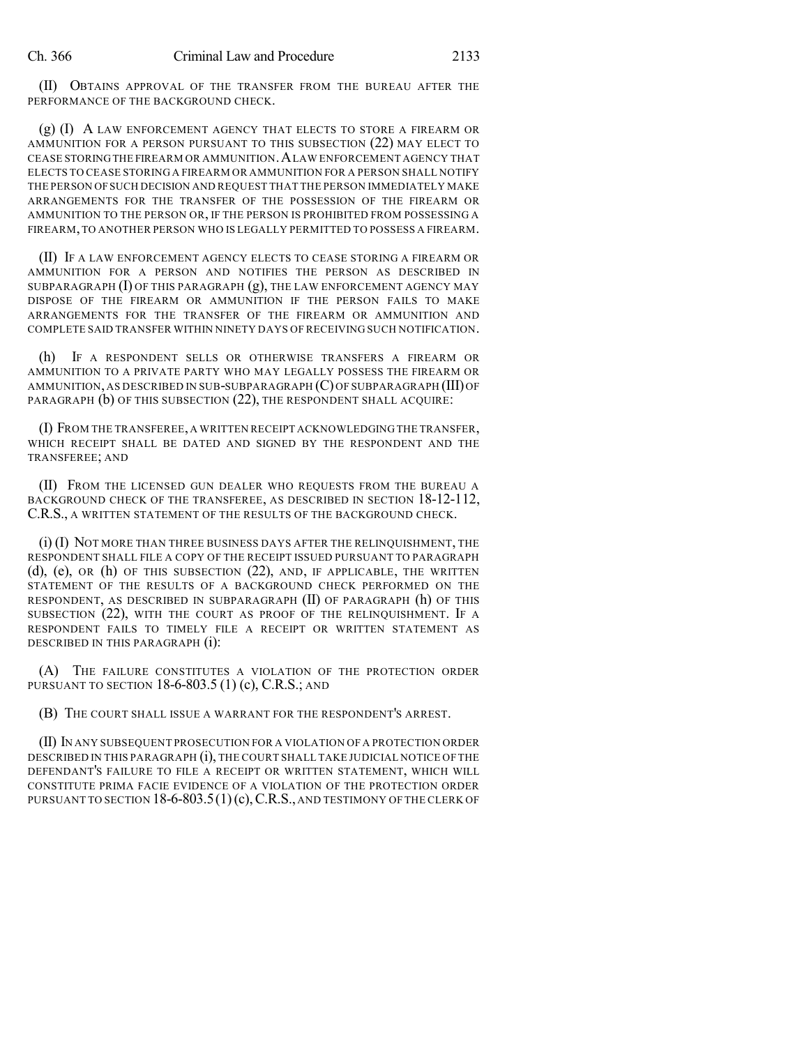(II) OBTAINS APPROVAL OF THE TRANSFER FROM THE BUREAU AFTER THE PERFORMANCE OF THE BACKGROUND CHECK.

(g) (I) A LAW ENFORCEMENT AGENCY THAT ELECTS TO STORE A FIREARM OR AMMUNITION FOR A PERSON PURSUANT TO THIS SUBSECTION (22) MAY ELECT TO CEASE STORING THE FIREARM OR AMMUNITION. A LAW ENFORCEMENT AGENCY THAT ELECTS TO CEASE STORING A FIREARM OR AMMUNITION FOR A PERSON SHALL NOTIFY THE PERSON OF SUCH DECISION AND REQUEST THAT THE PERSON IMMEDIATELY MAKE ARRANGEMENTS FOR THE TRANSFER OF THE POSSESSION OF THE FIREARM OR AMMUNITION TO THE PERSON OR, IF THE PERSON IS PROHIBITED FROM POSSESSING A FIREARM, TO ANOTHER PERSON WHO IS LEGALLY PERMITTED TO POSSESS A FIREARM.

(II) IF A LAW ENFORCEMENT AGENCY ELECTS TO CEASE STORING A FIREARM OR AMMUNITION FOR A PERSON AND NOTIFIES THE PERSON AS DESCRIBED IN SUBPARAGRAPH (I) OF THIS PARAGRAPH (g), THE LAW ENFORCEMENT AGENCY MAY DISPOSE OF THE FIREARM OR AMMUNITION IF THE PERSON FAILS TO MAKE ARRANGEMENTS FOR THE TRANSFER OF THE FIREARM OR AMMUNITION AND COMPLETE SAID TRANSFER WITHIN NINETY DAYS OF RECEIVING SUCH NOTIFICATION.

(h) IF A RESPONDENT SELLS OR OTHERWISE TRANSFERS A FIREARM OR AMMUNITION TO A PRIVATE PARTY WHO MAY LEGALLY POSSESS THE FIREARM OR AMMUNITION, AS DESCRIBED IN SUB-SUBPARAGRAPH (C) OF SUBPARAGRAPH (III) OF PARAGRAPH (b) OF THIS SUBSECTION (22), THE RESPONDENT SHALL ACQUIRE:

(I) FROM THE TRANSFEREE, A WRITTEN RECEIPT ACKNOWLEDGING THE TRANSFER, WHICH RECEIPT SHALL BE DATED AND SIGNED BY THE RESPONDENT AND THE TRANSFEREE; AND

(II) FROM THE LICENSED GUN DEALER WHO REQUESTS FROM THE BUREAU A BACKGROUND CHECK OF THE TRANSFEREE, AS DESCRIBED IN SECTION 18-12-112, C.R.S., A WRITTEN STATEMENT OF THE RESULTS OF THE BACKGROUND CHECK.

(i) (I) NOT MORE THAN THREE BUSINESS DAYS AFTER THE RELINQUISHMENT, THE RESPONDENT SHALL FILE A COPY OF THE RECEIPT ISSUED PURSUANT TO PARAGRAPH (d), (e), OR (h) OF THIS SUBSECTION (22), AND, IF APPLICABLE, THE WRITTEN STATEMENT OF THE RESULTS OF A BACKGROUND CHECK PERFORMED ON THE RESPONDENT, AS DESCRIBED IN SUBPARAGRAPH (II) OF PARAGRAPH (h) OF THIS SUBSECTION (22), WITH THE COURT AS PROOF OF THE RELINQUISHMENT. IF A RESPONDENT FAILS TO TIMELY FILE A RECEIPT OR WRITTEN STATEMENT AS DESCRIBED IN THIS PARAGRAPH (i):

(A) THE FAILURE CONSTITUTES A VIOLATION OF THE PROTECTION ORDER PURSUANT TO SECTION 18-6-803.5 (1) (c), C.R.S.; AND

(B) THE COURT SHALL ISSUE A WARRANT FOR THE RESPONDENT'S ARREST.

(II) IN ANY SUBSEQUENT PROSECUTION FOR A VIOLATION OF A PROTECTION ORDER DESCRIBED IN THIS PARAGRAPH (i), THE COURT SHALL TAKE JUDICIAL NOTICE OF THE DEFENDANT'S FAILURE TO FILE A RECEIPT OR WRITTEN STATEMENT, WHICH WILL CONSTITUTE PRIMA FACIE EVIDENCE OF A VIOLATION OF THE PROTECTION ORDER PURSUANT TO SECTION 18-6-803.5 (1) (c), C.R.S., AND TESTIMONY OF THE CLERK OF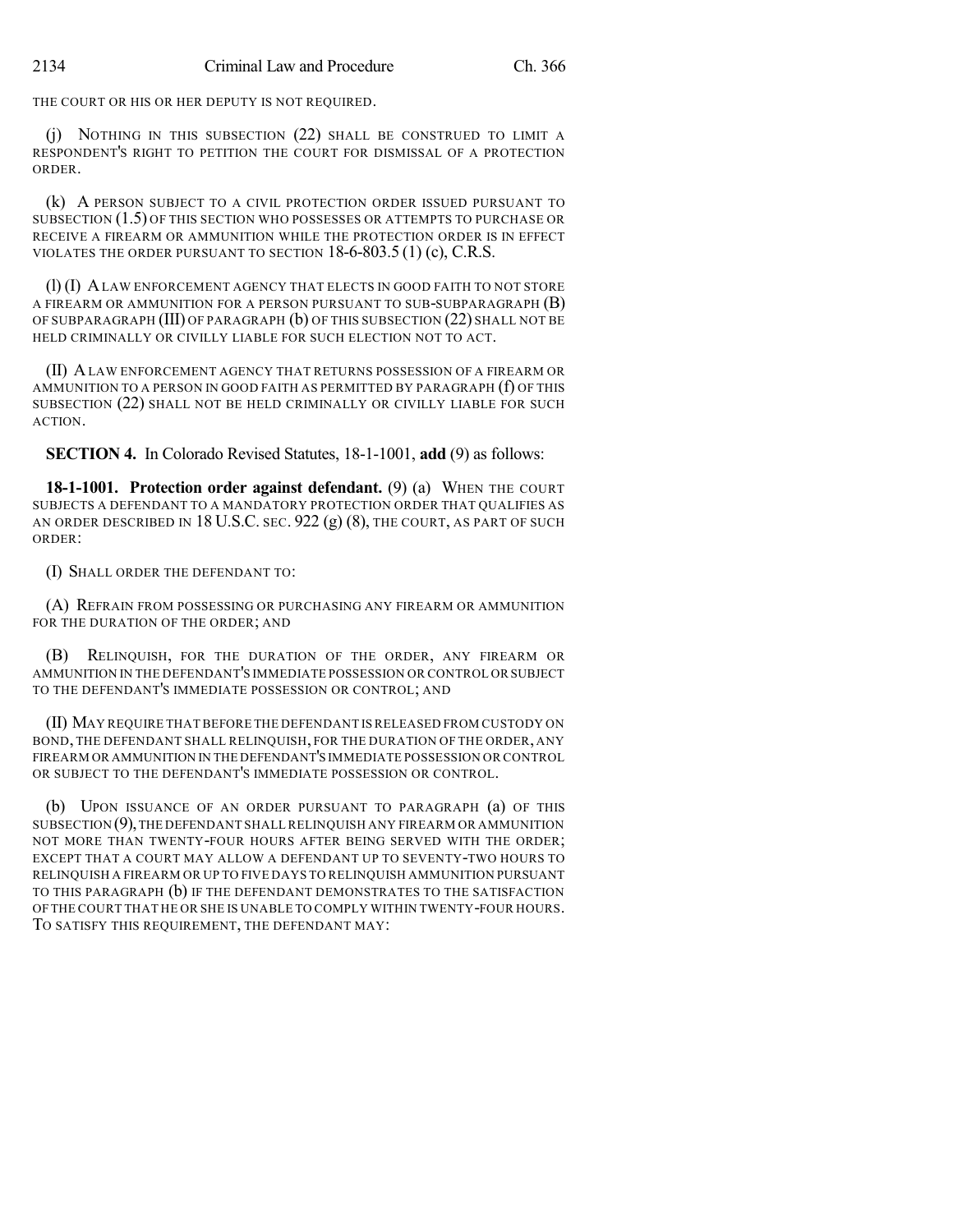THE COURT OR HIS OR HER DEPUTY IS NOT REQUIRED.

(j) NOTHING IN THIS SUBSECTION (22) SHALL BE CONSTRUED TO LIMIT A RESPONDENT'S RIGHT TO PETITION THE COURT FOR DISMISSAL OF A PROTECTION ORDER.

(k) A PERSON SUBJECT TO A CIVIL PROTECTION ORDER ISSUED PURSUANT TO SUBSECTION (1.5) OF THIS SECTION WHO POSSESSES OR ATTEMPTS TO PURCHASE OR RECEIVE A FIREARM OR AMMUNITION WHILE THE PROTECTION ORDER IS IN EFFECT VIOLATES THE ORDER PURSUANT TO SECTION 18-6-803.5 (1) (c), C.R.S.

(l) (I) A LAW ENFORCEMENT AGENCY THAT ELECTS IN GOOD FAITH TO NOT STORE A FIREARM OR AMMUNITION FOR A PERSON PURSUANT TO SUB-SUBPARAGRAPH (B) OF SUBPARAGRAPH (III) OF PARAGRAPH (b) OF THIS SUBSECTION (22) SHALL NOT BE HELD CRIMINALLY OR CIVILLY LIABLE FOR SUCH ELECTION NOT TO ACT.

(II) A LAW ENFORCEMENT AGENCY THAT RETURNS POSSESSION OF A FIREARM OR AMMUNITION TO A PERSON IN GOOD FAITH AS PERMITTED BY PARAGRAPH (f) OF THIS SUBSECTION (22) SHALL NOT BE HELD CRIMINALLY OR CIVILLY LIABLE FOR SUCH ACTION.

**SECTION 4.** In Colorado Revised Statutes, 18-1-1001, **add** (9) as follows:

**18-1-1001. Protection order against defendant.** (9) (a) WHEN THE COURT SUBJECTS A DEFENDANT TO A MANDATORY PROTECTION ORDER THAT QUALIFIES AS AN ORDER DESCRIBED IN 18 U.S.C. SEC. 922 (g) (8), THE COURT, AS PART OF SUCH ORDER:

(I) SHALL ORDER THE DEFENDANT TO:

(A) REFRAIN FROM POSSESSING OR PURCHASING ANY FIREARM OR AMMUNITION FOR THE DURATION OF THE ORDER; AND

(B) RELINQUISH, FOR THE DURATION OF THE ORDER, ANY FIREARM OR AMMUNITION IN THE DEFENDANT'S IMMEDIATE POSSESSION OR CONTROL OR SUBJECT TO THE DEFENDANT'S IMMEDIATE POSSESSION OR CONTROL; AND

(II) MAY REQUIRE THAT BEFORE THE DEFENDANT IS RELEASED FROM CUSTODY ON BOND, THE DEFENDANT SHALL RELINQUISH, FOR THE DURATION OF THE ORDER, ANY FIREARM OR AMMUNITION IN THE DEFENDANT'S IMMEDIATE POSSESSION OR CONTROL OR SUBJECT TO THE DEFENDANT'S IMMEDIATE POSSESSION OR CONTROL.

(b) UPON ISSUANCE OF AN ORDER PURSUANT TO PARAGRAPH (a) OF THIS SUBSECTION (9), THE DEFENDANT SHALL RELINQUISH ANY FIREARM OR AMMUNITION NOT MORE THAN TWENTY-FOUR HOURS AFTER BEING SERVED WITH THE ORDER; EXCEPT THAT A COURT MAY ALLOW A DEFENDANT UP TO SEVENTY-TWO HOURS TO RELINQUISH A FIREARM OR UP TO FIVE DAYS TO RELINQUISH AMMUNITION PURSUANT TO THIS PARAGRAPH (b) IF THE DEFENDANT DEMONSTRATES TO THE SATISFACTION OF THE COURT THAT HE OR SHE IS UNABLE TO COMPLY WITHIN TWENTY-FOUR HOURS. TO SATISFY THIS REQUIREMENT, THE DEFENDANT MAY: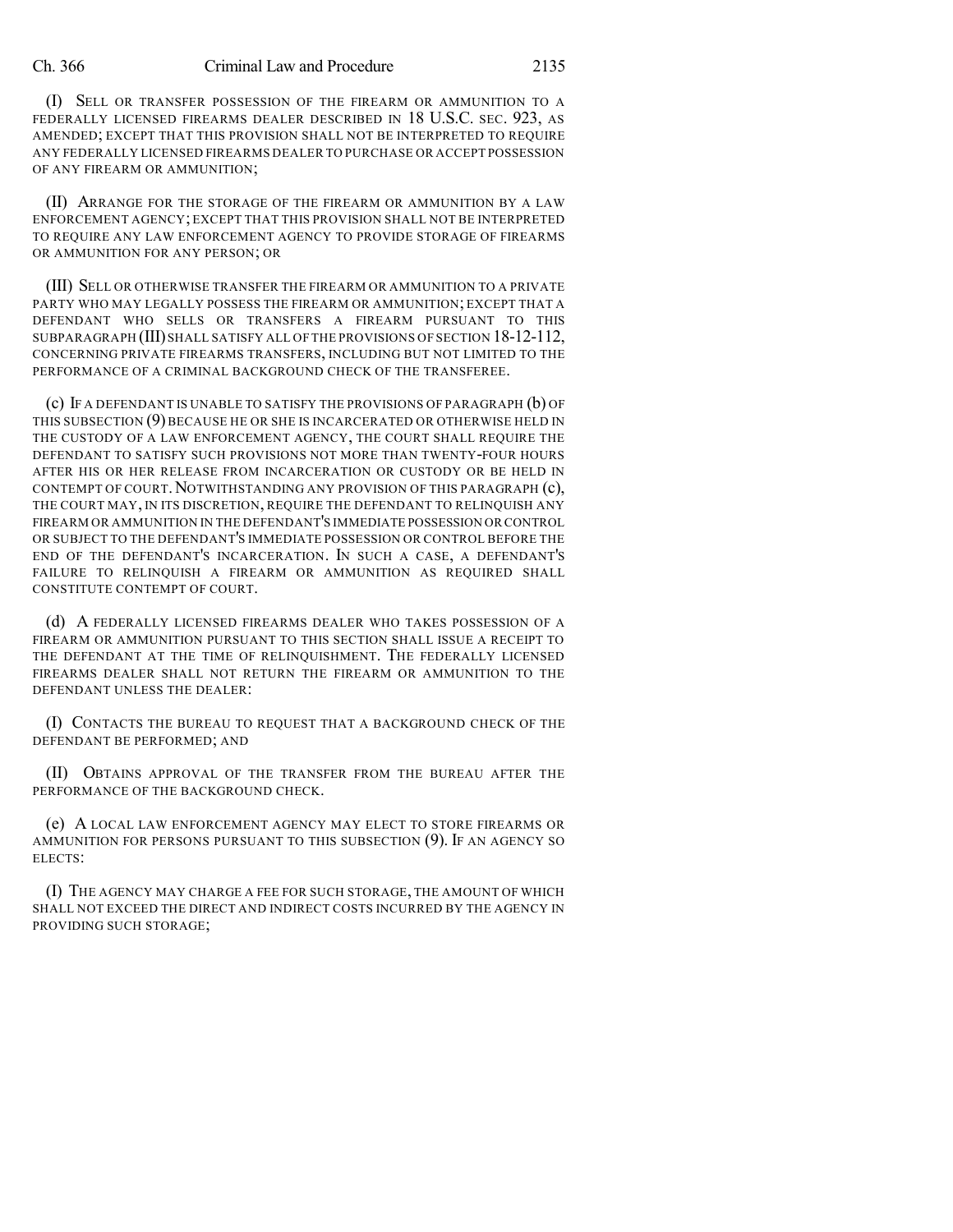(I) SELL OR TRANSFER POSSESSION OF THE FIREARM OR AMMUNITION TO A FEDERALLY LICENSED FIREARMS DEALER DESCRIBED IN 18 U.S.C. SEC. 923, AS AMENDED; EXCEPT THAT THIS PROVISION SHALL NOT BE INTERPRETED TO REQUIRE ANY FEDERALLY LICENSED FIREARMS DEALER TO PURCHASE OR ACCEPT POSSESSION OF ANY FIREARM OR AMMUNITION;

(II) ARRANGE FOR THE STORAGE OF THE FIREARM OR AMMUNITION BY A LAW ENFORCEMENT AGENCY; EXCEPT THAT THIS PROVISION SHALL NOT BE INTERPRETED TO REQUIRE ANY LAW ENFORCEMENT AGENCY TO PROVIDE STORAGE OF FIREARMS OR AMMUNITION FOR ANY PERSON; OR

(III) SELL OR OTHERWISE TRANSFER THE FIREARM OR AMMUNITION TO A PRIVATE PARTY WHO MAY LEGALLY POSSESS THE FIREARM OR AMMUNITION; EXCEPT THAT A DEFENDANT WHO SELLS OR TRANSFERS A FIREARM PURSUANT TO THIS SUBPARAGRAPH (III) SHALL SATISFY ALL OF THE PROVISIONS OF SECTION 18-12-112, CONCERNING PRIVATE FIREARMS TRANSFERS, INCLUDING BUT NOT LIMITED TO THE PERFORMANCE OF A CRIMINAL BACKGROUND CHECK OF THE TRANSFEREE.

(c) IF A DEFENDANT IS UNABLE TO SATISFY THE PROVISIONS OF PARAGRAPH (b) OF THIS SUBSECTION (9) BECAUSE HE OR SHE IS INCARCERATED OR OTHERWISE HELD IN THE CUSTODY OF A LAW ENFORCEMENT AGENCY, THE COURT SHALL REQUIRE THE DEFENDANT TO SATISFY SUCH PROVISIONS NOT MORE THAN TWENTY-FOUR HOURS AFTER HIS OR HER RELEASE FROM INCARCERATION OR CUSTODY OR BE HELD IN CONTEMPT OF COURT. NOTWITHSTANDING ANY PROVISION OF THIS PARAGRAPH (c), THE COURT MAY, IN ITS DISCRETION, REQUIRE THE DEFENDANT TO RELINQUISH ANY FIREARM OR AMMUNITION IN THE DEFENDANT'S IMMEDIATE POSSESSION OR CONTROL OR SUBJECT TO THE DEFENDANT'S IMMEDIATE POSSESSION OR CONTROL BEFORE THE END OF THE DEFENDANT'S INCARCERATION. IN SUCH A CASE, A DEFENDANT'S FAILURE TO RELINQUISH A FIREARM OR AMMUNITION AS REQUIRED SHALL CONSTITUTE CONTEMPT OF COURT.

(d) A FEDERALLY LICENSED FIREARMS DEALER WHO TAKES POSSESSION OF A FIREARM OR AMMUNITION PURSUANT TO THIS SECTION SHALL ISSUE A RECEIPT TO THE DEFENDANT AT THE TIME OF RELINQUISHMENT. THE FEDERALLY LICENSED FIREARMS DEALER SHALL NOT RETURN THE FIREARM OR AMMUNITION TO THE DEFENDANT UNLESS THE DEALER:

(I) CONTACTS THE BUREAU TO REQUEST THAT A BACKGROUND CHECK OF THE DEFENDANT BE PERFORMED; AND

(II) OBTAINS APPROVAL OF THE TRANSFER FROM THE BUREAU AFTER THE PERFORMANCE OF THE BACKGROUND CHECK.

(e) A LOCAL LAW ENFORCEMENT AGENCY MAY ELECT TO STORE FIREARMS OR AMMUNITION FOR PERSONS PURSUANT TO THIS SUBSECTION (9). IF AN AGENCY SO ELECTS:

(I) THE AGENCY MAY CHARGE A FEE FOR SUCH STORAGE, THE AMOUNT OF WHICH SHALL NOT EXCEED THE DIRECT AND INDIRECT COSTS INCURRED BY THE AGENCY IN PROVIDING SUCH STORAGE;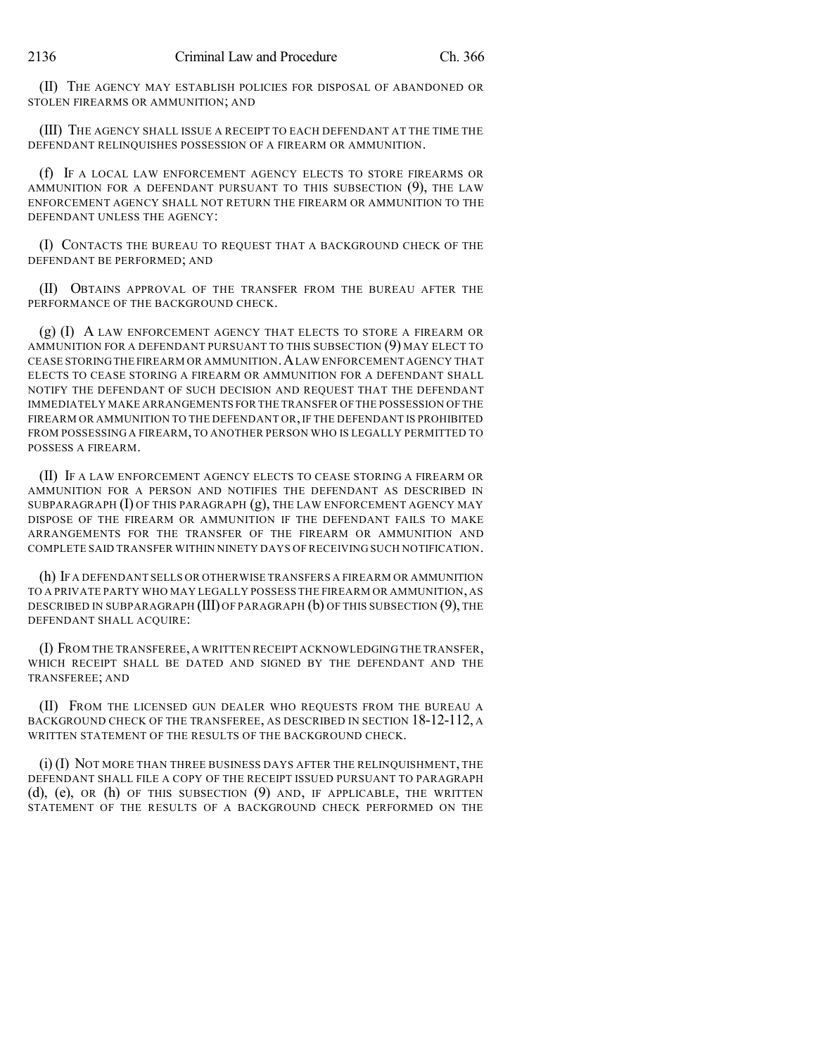(II) THE AGENCY MAY ESTABLISH POLICIES FOR DISPOSAL OF ABANDONED OR STOLEN FIREARMS OR AMMUNITION; AND

(III) THE AGENCY SHALL ISSUE A RECEIPT TO EACH DEFENDANT AT THE TIME THE DEFENDANT RELINQUISHES POSSESSION OF A FIREARM OR AMMUNITION.

(f) IF A LOCAL LAW ENFORCEMENT AGENCY ELECTS TO STORE FIREARMS OR AMMUNITION FOR A DEFENDANT PURSUANT TO THIS SUBSECTION (9), THE LAW ENFORCEMENT AGENCY SHALL NOT RETURN THE FIREARM OR AMMUNITION TO THE DEFENDANT UNLESS THE AGENCY:

(I) CONTACTS THE BUREAU TO REQUEST THAT A BACKGROUND CHECK OF THE DEFENDANT BE PERFORMED; AND

(II) OBTAINS APPROVAL OF THE TRANSFER FROM THE BUREAU AFTER THE PERFORMANCE OF THE BACKGROUND CHECK.

(g) (I) A LAW ENFORCEMENT AGENCY THAT ELECTS TO STORE A FIREARM OR AMMUNITION FOR A DEFENDANT PURSUANT TO THIS SUBSECTION (9) MAY ELECT TO CEASE STORING THE FIREARM OR AMMUNITION. A LAW ENFORCEMENT AGENCY THAT ELECTS TO CEASE STORING A FIREARM OR AMMUNITION FOR A DEFENDANT SHALL NOTIFY THE DEFENDANT OF SUCH DECISION AND REQUEST THAT THE DEFENDANT IMMEDIATELY MAKE ARRANGEMENTS FOR THE TRANSFER OF THE POSSESSION OF THE FIREARM OR AMMUNITION TO THE DEFENDANT OR, IF THE DEFENDANT IS PROHIBITED FROM POSSESSING A FIREARM, TO ANOTHER PERSON WHO IS LEGALLY PERMITTED TO POSSESS A FIREARM.

(II) IF A LAW ENFORCEMENT AGENCY ELECTS TO CEASE STORING A FIREARM OR AMMUNITION FOR A PERSON AND NOTIFIES THE DEFENDANT AS DESCRIBED IN SUBPARAGRAPH (I) OF THIS PARAGRAPH (g), THE LAW ENFORCEMENT AGENCY MAY DISPOSE OF THE FIREARM OR AMMUNITION IF THE DEFENDANT FAILS TO MAKE ARRANGEMENTS FOR THE TRANSFER OF THE FIREARM OR AMMUNITION AND COMPLETE SAID TRANSFER WITHIN NINETY DAYS OF RECEIVING SUCH NOTIFICATION.

(h) IF A DEFENDANT SELLS OR OTHERWISE TRANSFERS A FIREARM OR AMMUNITION TO A PRIVATE PARTY WHO MAY LEGALLY POSSESS THE FIREARM OR AMMUNITION, AS DESCRIBED IN SUBPARAGRAPH (III) OF PARAGRAPH (b) OF THIS SUBSECTION (9), THE DEFENDANT SHALL ACQUIRE:

(I) FROM THE TRANSFEREE, A WRITTEN RECEIPT ACKNOWLEDGING THE TRANSFER, WHICH RECEIPT SHALL BE DATED AND SIGNED BY THE DEFENDANT AND THE TRANSFEREE; AND

(II) FROM THE LICENSED GUN DEALER WHO REQUESTS FROM THE BUREAU A BACKGROUND CHECK OF THE TRANSFEREE, AS DESCRIBED IN SECTION 18-12-112, A WRITTEN STATEMENT OF THE RESULTS OF THE BACKGROUND CHECK.

(i) (I) NOT MORE THAN THREE BUSINESS DAYS AFTER THE RELINQUISHMENT, THE DEFENDANT SHALL FILE A COPY OF THE RECEIPT ISSUED PURSUANT TO PARAGRAPH (d), (e), OR (h) OF THIS SUBSECTION (9) AND, IF APPLICABLE, THE WRITTEN STATEMENT OF THE RESULTS OF A BACKGROUND CHECK PERFORMED ON THE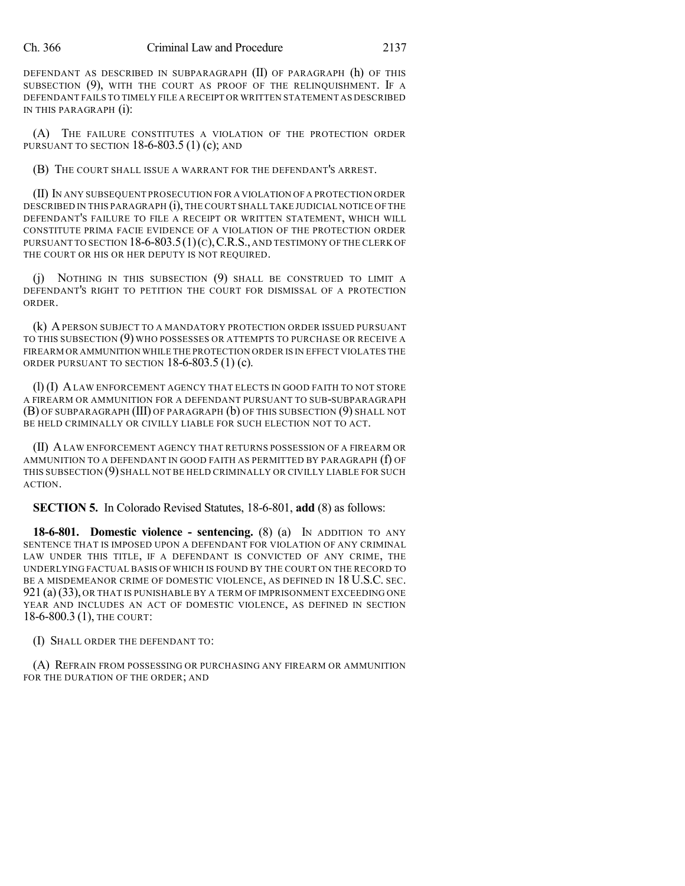DEFENDANT AS DESCRIBED IN SUBPARAGRAPH (II) OF PARAGRAPH (h) OF THIS SUBSECTION (9), WITH THE COURT AS PROOF OF THE RELINQUISHMENT. IF A DEFENDANT FAILS TO TIMELY FILE A RECEIPT OR WRITTEN STATEMENT AS DESCRIBED IN THIS PARAGRAPH (i):

(A) THE FAILURE CONSTITUTES A VIOLATION OF THE PROTECTION ORDER PURSUANT TO SECTION 18-6-803.5 (1) (c); AND

(B) THE COURT SHALL ISSUE A WARRANT FOR THE DEFENDANT'S ARREST.

(II) IN ANY SUBSEQUENT PROSECUTION FOR A VIOLATION OF A PROTECTION ORDER DESCRIBED IN THIS PARAGRAPH (i), THE COURT SHALL TAKE JUDICIAL NOTICE OF THE DEFENDANT'S FAILURE TO FILE A RECEIPT OR WRITTEN STATEMENT, WHICH WILL CONSTITUTE PRIMA FACIE EVIDENCE OF A VIOLATION OF THE PROTECTION ORDER PURSUANT TO SECTION 18-6-803.5 (1) (C), C.R.S., AND TESTIMONY OF THE CLERK OF THE COURT OR HIS OR HER DEPUTY IS NOT REQUIRED.

(j) NOTHING IN THIS SUBSECTION (9) SHALL BE CONSTRUED TO LIMIT A DEFENDANT'S RIGHT TO PETITION THE COURT FOR DISMISSAL OF A PROTECTION ORDER.

(k) A PERSON SUBJECT TO A MANDATORY PROTECTION ORDER ISSUED PURSUANT TO THIS SUBSECTION (9) WHO POSSESSES OR ATTEMPTS TO PURCHASE OR RECEIVE A FIREARM OR AMMUNITION WHILE THE PROTECTION ORDER IS IN EFFECT VIOLATES THE ORDER PURSUANT TO SECTION 18-6-803.5 (1) (c).

(l) (I) A LAW ENFORCEMENT AGENCY THAT ELECTS IN GOOD FAITH TO NOT STORE A FIREARM OR AMMUNITION FOR A DEFENDANT PURSUANT TO SUB-SUBPARAGRAPH (B) OF SUBPARAGRAPH (III) OF PARAGRAPH (b) OF THIS SUBSECTION (9) SHALL NOT BE HELD CRIMINALLY OR CIVILLY LIABLE FOR SUCH ELECTION NOT TO ACT.

(II) A LAW ENFORCEMENT AGENCY THAT RETURNS POSSESSION OF A FIREARM OR AMMUNITION TO A DEFENDANT IN GOOD FAITH AS PERMITTED BY PARAGRAPH (f) OF THIS SUBSECTION (9) SHALL NOT BE HELD CRIMINALLY OR CIVILLY LIABLE FOR SUCH ACTION.

**SECTION 5.** In Colorado Revised Statutes, 18-6-801, **add** (8) as follows:

**18-6-801. Domestic violence - sentencing.** (8) (a) IN ADDITION TO ANY SENTENCE THAT IS IMPOSED UPON A DEFENDANT FOR VIOLATION OF ANY CRIMINAL LAW UNDER THIS TITLE, IF A DEFENDANT IS CONVICTED OF ANY CRIME, THE UNDERLYING FACTUAL BASIS OF WHICH IS FOUND BY THE COURT ON THE RECORD TO BE A MISDEMEANOR CRIME OF DOMESTIC VIOLENCE, AS DEFINED IN 18 U.S.C. SEC. 921 (a) (33), OR THAT IS PUNISHABLE BY A TERM OF IMPRISONMENT EXCEEDING ONE YEAR AND INCLUDES AN ACT OF DOMESTIC VIOLENCE, AS DEFINED IN SECTION 18-6-800.3 (1), THE COURT:

(I) SHALL ORDER THE DEFENDANT TO:

(A) REFRAIN FROM POSSESSING OR PURCHASING ANY FIREARM OR AMMUNITION FOR THE DURATION OF THE ORDER; AND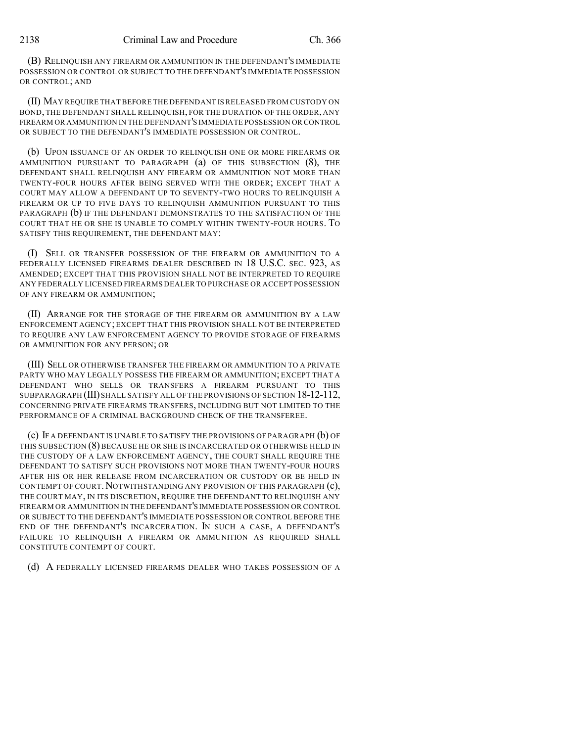(B) RELINQUISH ANY FIREARM OR AMMUNITION IN THE DEFENDANT'S IMMEDIATE POSSESSION OR CONTROL OR SUBJECT TO THE DEFENDANT'S IMMEDIATE POSSESSION OR CONTROL; AND

(II) MAY REQUIRE THAT BEFORE THE DEFENDANT IS RELEASED FROM CUSTODY ON BOND, THE DEFENDANT SHALL RELINQUISH, FOR THE DURATION OF THE ORDER, ANY FIREARM OR AMMUNITION IN THE DEFENDANT'S IMMEDIATE POSSESSION OR CONTROL OR SUBJECT TO THE DEFENDANT'S IMMEDIATE POSSESSION OR CONTROL.

(b) UPON ISSUANCE OF AN ORDER TO RELINQUISH ONE OR MORE FIREARMS OR AMMUNITION PURSUANT TO PARAGRAPH (a) OF THIS SUBSECTION (8), THE DEFENDANT SHALL RELINQUISH ANY FIREARM OR AMMUNITION NOT MORE THAN TWENTY-FOUR HOURS AFTER BEING SERVED WITH THE ORDER; EXCEPT THAT A COURT MAY ALLOW A DEFENDANT UP TO SEVENTY-TWO HOURS TO RELINQUISH A FIREARM OR UP TO FIVE DAYS TO RELINQUISH AMMUNITION PURSUANT TO THIS PARAGRAPH (b) IF THE DEFENDANT DEMONSTRATES TO THE SATISFACTION OF THE COURT THAT HE OR SHE IS UNABLE TO COMPLY WITHIN TWENTY-FOUR HOURS. TO SATISFY THIS REQUIREMENT, THE DEFENDANT MAY:

(I) SELL OR TRANSFER POSSESSION OF THE FIREARM OR AMMUNITION TO A FEDERALLY LICENSED FIREARMS DEALER DESCRIBED IN 18 U.S.C. SEC. 923, AS AMENDED; EXCEPT THAT THIS PROVISION SHALL NOT BE INTERPRETED TO REQUIRE ANY FEDERALLY LICENSED FIREARMS DEALER TO PURCHASE OR ACCEPT POSSESSION OF ANY FIREARM OR AMMUNITION;

(II) ARRANGE FOR THE STORAGE OF THE FIREARM OR AMMUNITION BY A LAW ENFORCEMENT AGENCY; EXCEPT THAT THIS PROVISION SHALL NOT BE INTERPRETED TO REQUIRE ANY LAW ENFORCEMENT AGENCY TO PROVIDE STORAGE OF FIREARMS OR AMMUNITION FOR ANY PERSON; OR

(III) SELL OR OTHERWISE TRANSFER THE FIREARM OR AMMUNITION TO A PRIVATE PARTY WHO MAY LEGALLY POSSESS THE FIREARM OR AMMUNITION; EXCEPT THAT A DEFENDANT WHO SELLS OR TRANSFERS A FIREARM PURSUANT TO THIS SUBPARAGRAPH (III) SHALL SATISFY ALL OF THE PROVISIONS OF SECTION 18-12-112, CONCERNING PRIVATE FIREARMS TRANSFERS, INCLUDING BUT NOT LIMITED TO THE PERFORMANCE OF A CRIMINAL BACKGROUND CHECK OF THE TRANSFEREE.

(c) IF A DEFENDANT IS UNABLE TO SATISFY THE PROVISIONS OF PARAGRAPH (b) OF THIS SUBSECTION (8) BECAUSE HE OR SHE IS INCARCERATED OR OTHERWISE HELD IN THE CUSTODY OF A LAW ENFORCEMENT AGENCY, THE COURT SHALL REQUIRE THE DEFENDANT TO SATISFY SUCH PROVISIONS NOT MORE THAN TWENTY-FOUR HOURS AFTER HIS OR HER RELEASE FROM INCARCERATION OR CUSTODY OR BE HELD IN CONTEMPT OF COURT. NOTWITHSTANDING ANY PROVISION OF THIS PARAGRAPH (c), THE COURT MAY, IN ITS DISCRETION, REQUIRE THE DEFENDANT TO RELINQUISH ANY FIREARM OR AMMUNITION IN THE DEFENDANT'S IMMEDIATE POSSESSION OR CONTROL OR SUBJECT TO THE DEFENDANT'S IMMEDIATE POSSESSION OR CONTROL BEFORE THE END OF THE DEFENDANT'S INCARCERATION. IN SUCH A CASE, A DEFENDANT'S FAILURE TO RELINQUISH A FIREARM OR AMMUNITION AS REQUIRED SHALL CONSTITUTE CONTEMPT OF COURT.

(d) A FEDERALLY LICENSED FIREARMS DEALER WHO TAKES POSSESSION OF A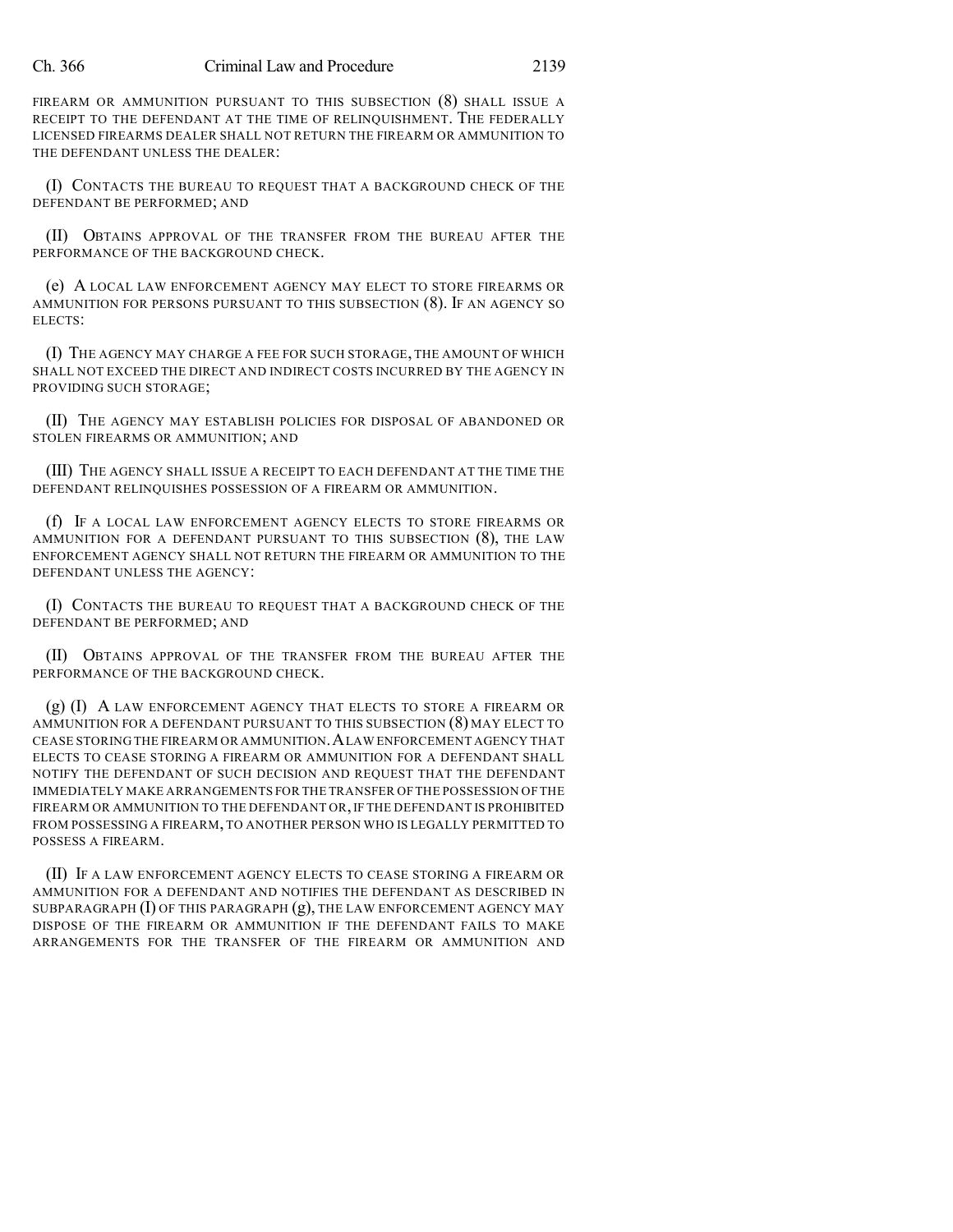FIREARM OR AMMUNITION PURSUANT TO THIS SUBSECTION (8) SHALL ISSUE A RECEIPT TO THE DEFENDANT AT THE TIME OF RELINQUISHMENT. THE FEDERALLY LICENSED FIREARMS DEALER SHALL NOT RETURN THE FIREARM OR AMMUNITION TO THE DEFENDANT UNLESS THE DEALER:

(I) CONTACTS THE BUREAU TO REQUEST THAT A BACKGROUND CHECK OF THE DEFENDANT BE PERFORMED; AND

(II) OBTAINS APPROVAL OF THE TRANSFER FROM THE BUREAU AFTER THE PERFORMANCE OF THE BACKGROUND CHECK.

(e) A LOCAL LAW ENFORCEMENT AGENCY MAY ELECT TO STORE FIREARMS OR AMMUNITION FOR PERSONS PURSUANT TO THIS SUBSECTION (8). IF AN AGENCY SO ELECTS:

(I) THE AGENCY MAY CHARGE A FEE FOR SUCH STORAGE, THE AMOUNT OF WHICH SHALL NOT EXCEED THE DIRECT AND INDIRECT COSTS INCURRED BY THE AGENCY IN PROVIDING SUCH STORAGE;

(II) THE AGENCY MAY ESTABLISH POLICIES FOR DISPOSAL OF ABANDONED OR STOLEN FIREARMS OR AMMUNITION; AND

(III) THE AGENCY SHALL ISSUE A RECEIPT TO EACH DEFENDANT AT THE TIME THE DEFENDANT RELINQUISHES POSSESSION OF A FIREARM OR AMMUNITION.

(f) IF A LOCAL LAW ENFORCEMENT AGENCY ELECTS TO STORE FIREARMS OR AMMUNITION FOR A DEFENDANT PURSUANT TO THIS SUBSECTION (8), THE LAW ENFORCEMENT AGENCY SHALL NOT RETURN THE FIREARM OR AMMUNITION TO THE DEFENDANT UNLESS THE AGENCY:

(I) CONTACTS THE BUREAU TO REQUEST THAT A BACKGROUND CHECK OF THE DEFENDANT BE PERFORMED; AND

(II) OBTAINS APPROVAL OF THE TRANSFER FROM THE BUREAU AFTER THE PERFORMANCE OF THE BACKGROUND CHECK.

(g) (I) A LAW ENFORCEMENT AGENCY THAT ELECTS TO STORE A FIREARM OR AMMUNITION FOR A DEFENDANT PURSUANT TO THIS SUBSECTION (8) MAY ELECT TO CEASE STORING THE FIREARM OR AMMUNITION. A LAW ENFORCEMENT AGENCY THAT ELECTS TO CEASE STORING A FIREARM OR AMMUNITION FOR A DEFENDANT SHALL NOTIFY THE DEFENDANT OF SUCH DECISION AND REQUEST THAT THE DEFENDANT IMMEDIATELY MAKE ARRANGEMENTS FOR THE TRANSFER OF THE POSSESSION OF THE FIREARM OR AMMUNITION TO THE DEFENDANT OR, IF THE DEFENDANT IS PROHIBITED FROM POSSESSING A FIREARM, TO ANOTHER PERSON WHO IS LEGALLY PERMITTED TO POSSESS A FIREARM.

(II) IF A LAW ENFORCEMENT AGENCY ELECTS TO CEASE STORING A FIREARM OR AMMUNITION FOR A DEFENDANT AND NOTIFIES THE DEFENDANT AS DESCRIBED IN SUBPARAGRAPH (I) OF THIS PARAGRAPH (g), THE LAW ENFORCEMENT AGENCY MAY DISPOSE OF THE FIREARM OR AMMUNITION IF THE DEFENDANT FAILS TO MAKE ARRANGEMENTS FOR THE TRANSFER OF THE FIREARM OR AMMUNITION AND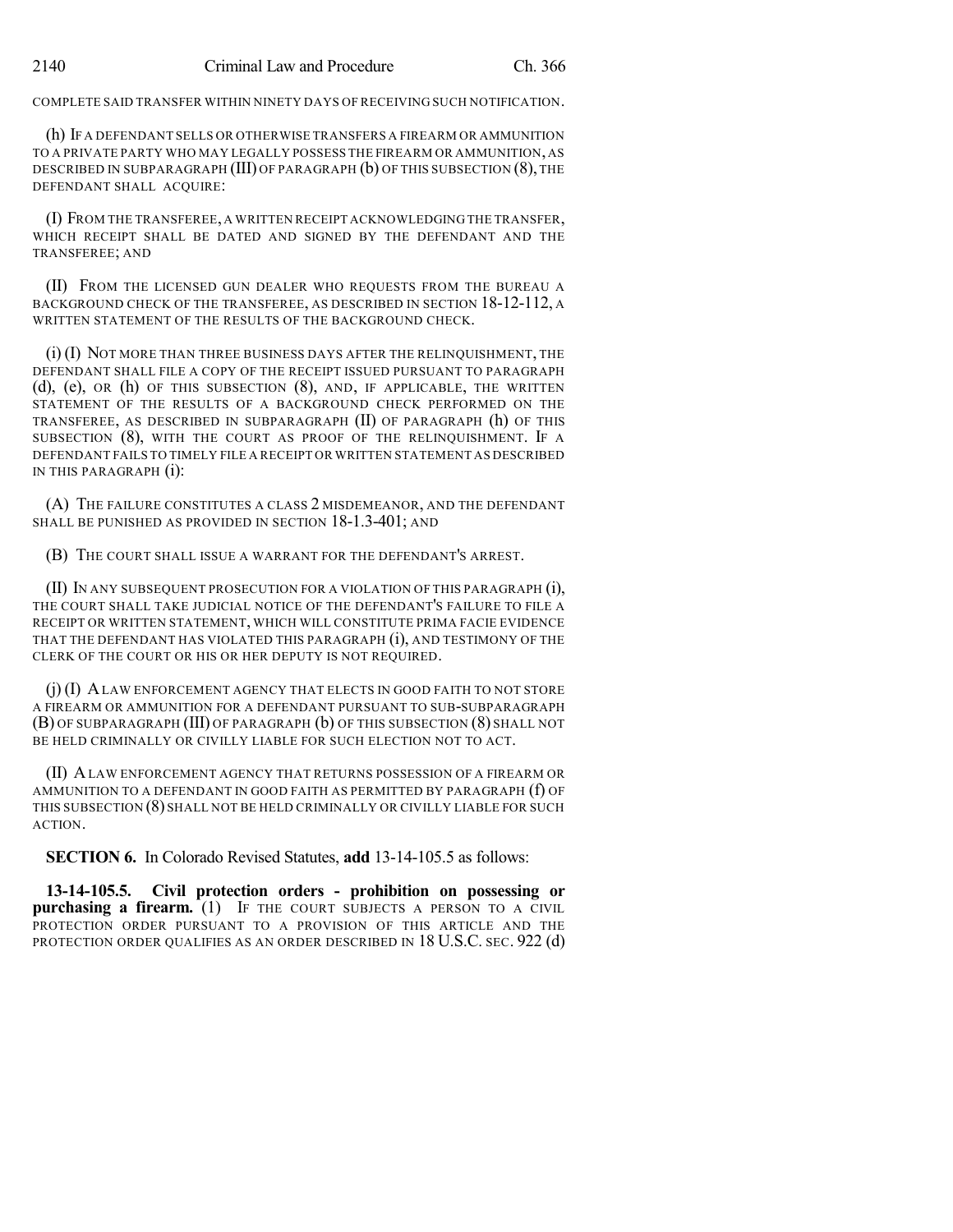COMPLETE SAID TRANSFER WITHIN NINETY DAYS OF RECEIVING SUCH NOTIFICATION.

(h) IF A DEFENDANT SELLS OR OTHERWISE TRANSFERS A FIREARM OR AMMUNITION TO A PRIVATE PARTY WHO MAY LEGALLY POSSESS THE FIREARM OR AMMUNITION, AS DESCRIBED IN SUBPARAGRAPH (III) OF PARAGRAPH (b) OF THIS SUBSECTION (8), THE DEFENDANT SHALL ACQUIRE:

(I) FROM THE TRANSFEREE, A WRITTEN RECEIPT ACKNOWLEDGING THE TRANSFER, WHICH RECEIPT SHALL BE DATED AND SIGNED BY THE DEFENDANT AND THE TRANSFEREE; AND

(II) FROM THE LICENSED GUN DEALER WHO REQUESTS FROM THE BUREAU A BACKGROUND CHECK OF THE TRANSFEREE, AS DESCRIBED IN SECTION 18-12-112, A WRITTEN STATEMENT OF THE RESULTS OF THE BACKGROUND CHECK.

(i) (I) NOT MORE THAN THREE BUSINESS DAYS AFTER THE RELINQUISHMENT, THE DEFENDANT SHALL FILE A COPY OF THE RECEIPT ISSUED PURSUANT TO PARAGRAPH (d), (e), OR (h) OF THIS SUBSECTION (8), AND, IF APPLICABLE, THE WRITTEN STATEMENT OF THE RESULTS OF A BACKGROUND CHECK PERFORMED ON THE TRANSFEREE, AS DESCRIBED IN SUBPARAGRAPH (II) OF PARAGRAPH (h) OF THIS SUBSECTION (8), WITH THE COURT AS PROOF OF THE RELINQUISHMENT. IF A DEFENDANT FAILS TO TIMELY FILE A RECEIPT OR WRITTEN STATEMENT AS DESCRIBED IN THIS PARAGRAPH (i):

(A) THE FAILURE CONSTITUTES A CLASS 2 MISDEMEANOR, AND THE DEFENDANT SHALL BE PUNISHED AS PROVIDED IN SECTION 18-1.3-401; AND

(B) THE COURT SHALL ISSUE A WARRANT FOR THE DEFENDANT'S ARREST.

(II) IN ANY SUBSEQUENT PROSECUTION FOR A VIOLATION OF THIS PARAGRAPH (i), THE COURT SHALL TAKE JUDICIAL NOTICE OF THE DEFENDANT'S FAILURE TO FILE A RECEIPT OR WRITTEN STATEMENT, WHICH WILL CONSTITUTE PRIMA FACIE EVIDENCE THAT THE DEFENDANT HAS VIOLATED THIS PARAGRAPH (i), AND TESTIMONY OF THE CLERK OF THE COURT OR HIS OR HER DEPUTY IS NOT REQUIRED.

(j) (I) A LAW ENFORCEMENT AGENCY THAT ELECTS IN GOOD FAITH TO NOT STORE A FIREARM OR AMMUNITION FOR A DEFENDANT PURSUANT TO SUB-SUBPARAGRAPH (B) OF SUBPARAGRAPH (III) OF PARAGRAPH (b) OF THIS SUBSECTION (8) SHALL NOT BE HELD CRIMINALLY OR CIVILLY LIABLE FOR SUCH ELECTION NOT TO ACT.

(II) A LAW ENFORCEMENT AGENCY THAT RETURNS POSSESSION OF A FIREARM OR AMMUNITION TO A DEFENDANT IN GOOD FAITH AS PERMITTED BY PARAGRAPH (f) OF THIS SUBSECTION (8) SHALL NOT BE HELD CRIMINALLY OR CIVILLY LIABLE FOR SUCH ACTION.

**SECTION 6.** In Colorado Revised Statutes, **add** 13-14-105.5 as follows:

**13-14-105.5. Civil protection orders - prohibition on possessing or purchasing a firearm.** (1) IF THE COURT SUBJECTS A PERSON TO A CIVIL PROTECTION ORDER PURSUANT TO A PROVISION OF THIS ARTICLE AND THE PROTECTION ORDER QUALIFIES AS AN ORDER DESCRIBED IN 18 U.S.C. SEC. 922 (d)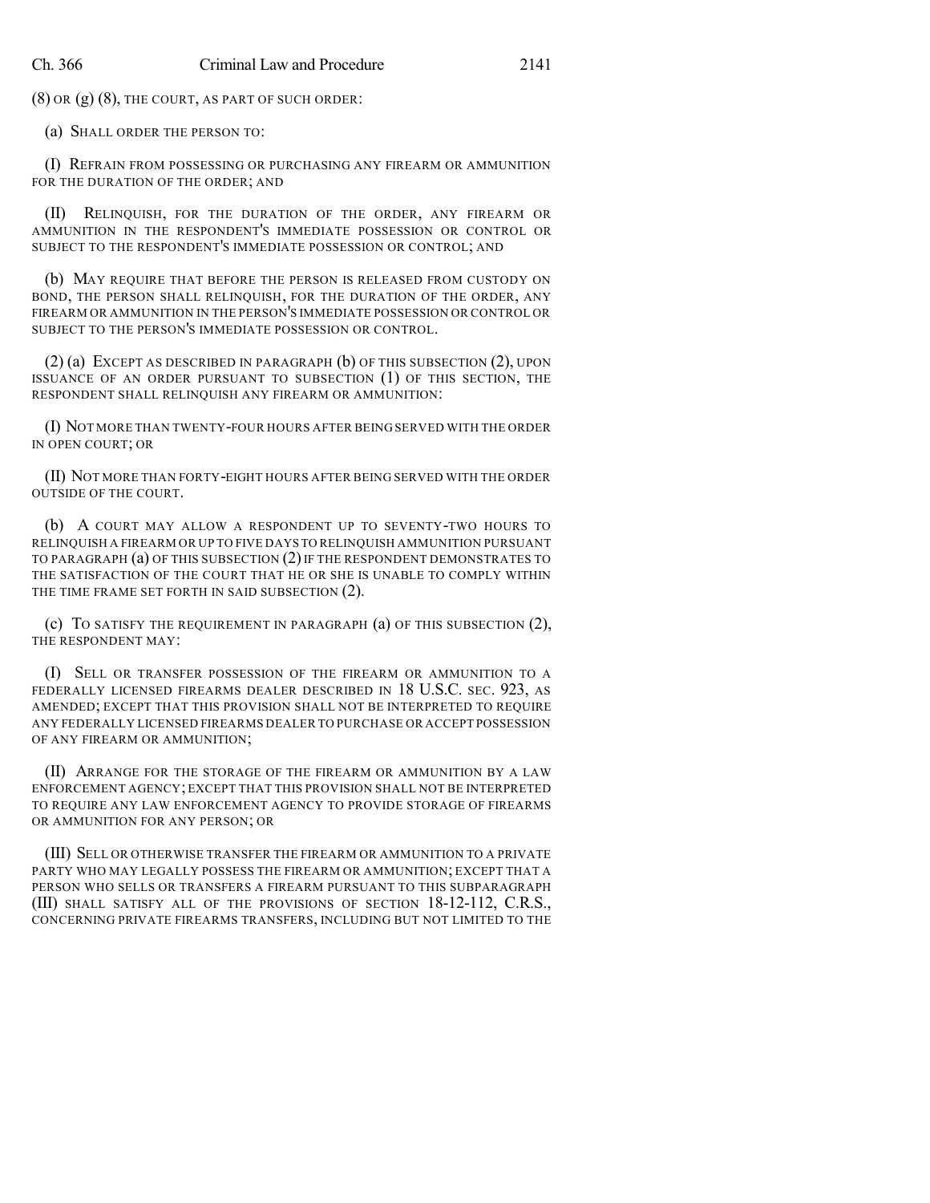(8) OR (g) (8), THE COURT, AS PART OF SUCH ORDER:

(a) SHALL ORDER THE PERSON TO:

(I) REFRAIN FROM POSSESSING OR PURCHASING ANY FIREARM OR AMMUNITION FOR THE DURATION OF THE ORDER; AND

(II) RELINQUISH, FOR THE DURATION OF THE ORDER, ANY FIREARM OR AMMUNITION IN THE RESPONDENT'S IMMEDIATE POSSESSION OR CONTROL OR SUBJECT TO THE RESPONDENT'S IMMEDIATE POSSESSION OR CONTROL; AND

(b) MAY REQUIRE THAT BEFORE THE PERSON IS RELEASED FROM CUSTODY ON BOND, THE PERSON SHALL RELINQUISH, FOR THE DURATION OF THE ORDER, ANY FIREARM OR AMMUNITION IN THE PERSON'S IMMEDIATE POSSESSION OR CONTROL OR SUBJECT TO THE PERSON'S IMMEDIATE POSSESSION OR CONTROL.

(2) (a) EXCEPT AS DESCRIBED IN PARAGRAPH (b) OF THIS SUBSECTION (2), UPON ISSUANCE OF AN ORDER PURSUANT TO SUBSECTION (1) OF THIS SECTION, THE RESPONDENT SHALL RELINQUISH ANY FIREARM OR AMMUNITION:

(I) NOT MORE THAN TWENTY-FOUR HOURS AFTER BEING SERVED WITH THE ORDER IN OPEN COURT; OR

(II) NOT MORE THAN FORTY-EIGHT HOURS AFTER BEING SERVED WITH THE ORDER OUTSIDE OF THE COURT.

(b) A COURT MAY ALLOW A RESPONDENT UP TO SEVENTY-TWO HOURS TO RELINQUISH A FIREARM OR UP TO FIVE DAYS TO RELINQUISH AMMUNITION PURSUANT TO PARAGRAPH (a) OF THIS SUBSECTION (2) IF THE RESPONDENT DEMONSTRATES TO THE SATISFACTION OF THE COURT THAT HE OR SHE IS UNABLE TO COMPLY WITHIN THE TIME FRAME SET FORTH IN SAID SUBSECTION (2).

(c) TO SATISFY THE REQUIREMENT IN PARAGRAPH (a) OF THIS SUBSECTION (2), THE RESPONDENT MAY:

(I) SELL OR TRANSFER POSSESSION OF THE FIREARM OR AMMUNITION TO A FEDERALLY LICENSED FIREARMS DEALER DESCRIBED IN 18 U.S.C. SEC. 923, AS AMENDED; EXCEPT THAT THIS PROVISION SHALL NOT BE INTERPRETED TO REQUIRE ANY FEDERALLY LICENSED FIREARMS DEALER TO PURCHASE OR ACCEPT POSSESSION OF ANY FIREARM OR AMMUNITION;

(II) ARRANGE FOR THE STORAGE OF THE FIREARM OR AMMUNITION BY A LAW ENFORCEMENT AGENCY; EXCEPT THAT THIS PROVISION SHALL NOT BE INTERPRETED TO REQUIRE ANY LAW ENFORCEMENT AGENCY TO PROVIDE STORAGE OF FIREARMS OR AMMUNITION FOR ANY PERSON; OR

(III) SELL OR OTHERWISE TRANSFER THE FIREARM OR AMMUNITION TO A PRIVATE PARTY WHO MAY LEGALLY POSSESS THE FIREARM OR AMMUNITION; EXCEPT THAT A PERSON WHO SELLS OR TRANSFERS A FIREARM PURSUANT TO THIS SUBPARAGRAPH (III) SHALL SATISFY ALL OF THE PROVISIONS OF SECTION 18-12-112, C.R.S., CONCERNING PRIVATE FIREARMS TRANSFERS, INCLUDING BUT NOT LIMITED TO THE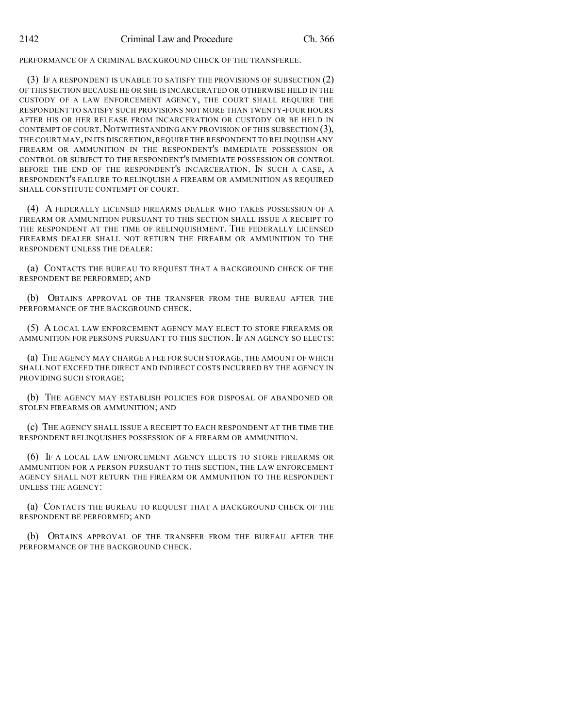PERFORMANCE OF A CRIMINAL BACKGROUND CHECK OF THE TRANSFEREE.

(3) IF A RESPONDENT IS UNABLE TO SATISFY THE PROVISIONS OF SUBSECTION (2) OF THIS SECTION BECAUSE HE OR SHE IS INCARCERATED OR OTHERWISE HELD IN THE CUSTODY OF A LAW ENFORCEMENT AGENCY, THE COURT SHALL REQUIRE THE RESPONDENT TO SATISFY SUCH PROVISIONS NOT MORE THAN TWENTY-FOUR HOURS AFTER HIS OR HER RELEASE FROM INCARCERATION OR CUSTODY OR BE HELD IN CONTEMPT OF COURT. NOTWITHSTANDING ANY PROVISION OF THIS SUBSECTION (3), THE COURT MAY, IN ITS DISCRETION, REQUIRE THE RESPONDENT TO RELINQUISH ANY FIREARM OR AMMUNITION IN THE RESPONDENT'S IMMEDIATE POSSESSION OR CONTROL OR SUBJECT TO THE RESPONDENT'S IMMEDIATE POSSESSION OR CONTROL BEFORE THE END OF THE RESPONDENT'S INCARCERATION. IN SUCH A CASE, A RESPONDENT'S FAILURE TO RELINQUISH A FIREARM OR AMMUNITION AS REQUIRED SHALL CONSTITUTE CONTEMPT OF COURT.

(4) A FEDERALLY LICENSED FIREARMS DEALER WHO TAKES POSSESSION OF A FIREARM OR AMMUNITION PURSUANT TO THIS SECTION SHALL ISSUE A RECEIPT TO THE RESPONDENT AT THE TIME OF RELINQUISHMENT. THE FEDERALLY LICENSED FIREARMS DEALER SHALL NOT RETURN THE FIREARM OR AMMUNITION TO THE RESPONDENT UNLESS THE DEALER:

(a) CONTACTS THE BUREAU TO REQUEST THAT A BACKGROUND CHECK OF THE RESPONDENT BE PERFORMED; AND

(b) OBTAINS APPROVAL OF THE TRANSFER FROM THE BUREAU AFTER THE PERFORMANCE OF THE BACKGROUND CHECK.

(5) A LOCAL LAW ENFORCEMENT AGENCY MAY ELECT TO STORE FIREARMS OR AMMUNITION FOR PERSONS PURSUANT TO THIS SECTION. IF AN AGENCY SO ELECTS:

(a) THE AGENCY MAY CHARGE A FEE FOR SUCH STORAGE, THE AMOUNT OF WHICH SHALL NOT EXCEED THE DIRECT AND INDIRECT COSTS INCURRED BY THE AGENCY IN PROVIDING SUCH STORAGE;

(b) THE AGENCY MAY ESTABLISH POLICIES FOR DISPOSAL OF ABANDONED OR STOLEN FIREARMS OR AMMUNITION; AND

(c) THE AGENCY SHALL ISSUE A RECEIPT TO EACH RESPONDENT AT THE TIME THE RESPONDENT RELINQUISHES POSSESSION OF A FIREARM OR AMMUNITION.

(6) IF A LOCAL LAW ENFORCEMENT AGENCY ELECTS TO STORE FIREARMS OR AMMUNITION FOR A PERSON PURSUANT TO THIS SECTION, THE LAW ENFORCEMENT AGENCY SHALL NOT RETURN THE FIREARM OR AMMUNITION TO THE RESPONDENT UNLESS THE AGENCY:

(a) CONTACTS THE BUREAU TO REQUEST THAT A BACKGROUND CHECK OF THE RESPONDENT BE PERFORMED; AND

(b) OBTAINS APPROVAL OF THE TRANSFER FROM THE BUREAU AFTER THE PERFORMANCE OF THE BACKGROUND CHECK.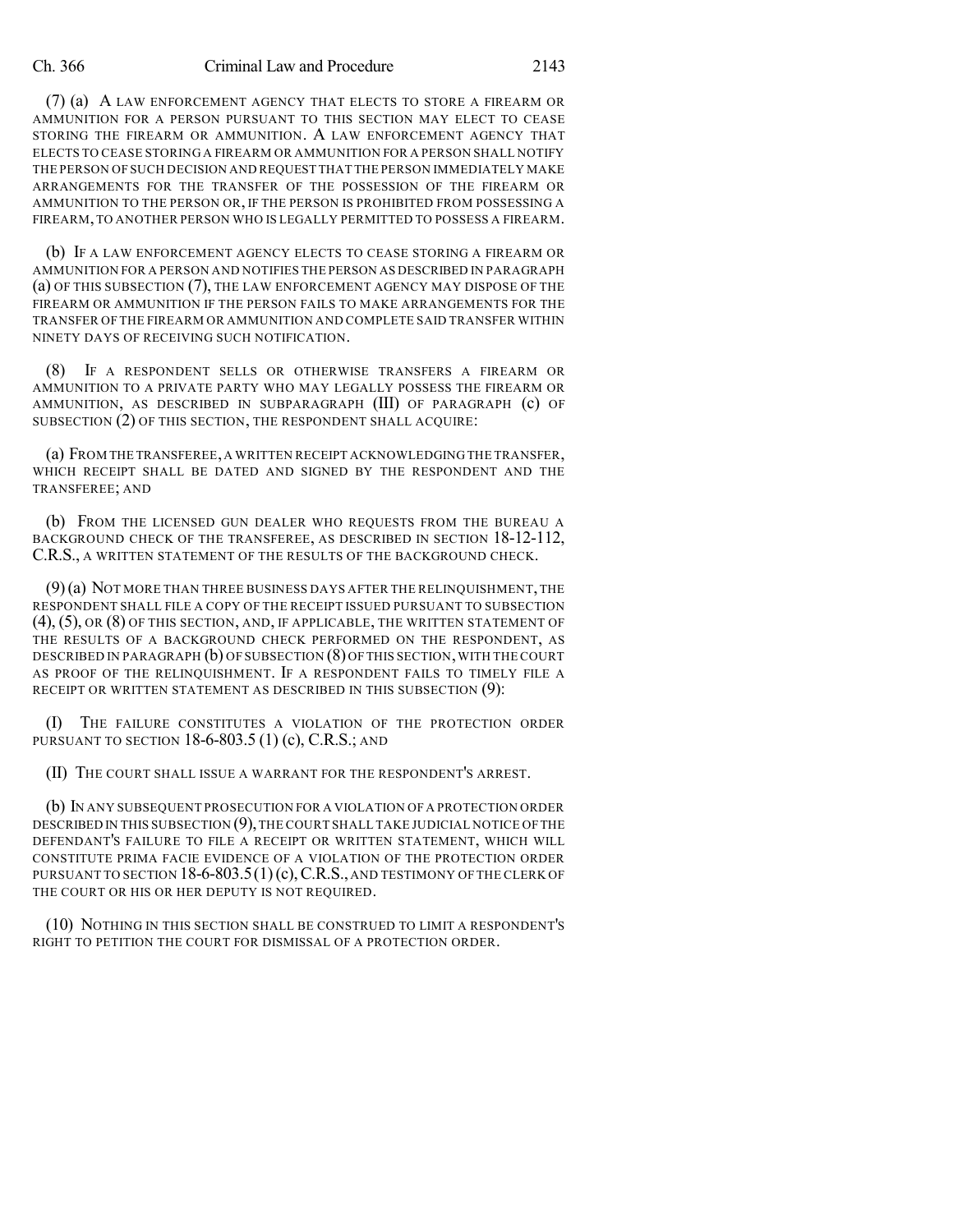(7) (a) A LAW ENFORCEMENT AGENCY THAT ELECTS TO STORE A FIREARM OR AMMUNITION FOR A PERSON PURSUANT TO THIS SECTION MAY ELECT TO CEASE STORING THE FIREARM OR AMMUNITION. A LAW ENFORCEMENT AGENCY THAT ELECTS TO CEASE STORING A FIREARM OR AMMUNITION FOR A PERSON SHALL NOTIFY THE PERSON OF SUCH DECISION AND REQUEST THAT THE PERSON IMMEDIATELY MAKE ARRANGEMENTS FOR THE TRANSFER OF THE POSSESSION OF THE FIREARM OR AMMUNITION TO THE PERSON OR, IF THE PERSON IS PROHIBITED FROM POSSESSING A FIREARM, TO ANOTHER PERSON WHO IS LEGALLY PERMITTED TO POSSESS A FIREARM.

(b) IF A LAW ENFORCEMENT AGENCY ELECTS TO CEASE STORING A FIREARM OR AMMUNITION FOR A PERSON AND NOTIFIES THE PERSON AS DESCRIBED IN PARAGRAPH (a) OF THIS SUBSECTION (7), THE LAW ENFORCEMENT AGENCY MAY DISPOSE OF THE FIREARM OR AMMUNITION IF THE PERSON FAILS TO MAKE ARRANGEMENTS FOR THE TRANSFER OF THE FIREARM OR AMMUNITION AND COMPLETE SAID TRANSFER WITHIN NINETY DAYS OF RECEIVING SUCH NOTIFICATION.

(8) IF A RESPONDENT SELLS OR OTHERWISE TRANSFERS A FIREARM OR AMMUNITION TO A PRIVATE PARTY WHO MAY LEGALLY POSSESS THE FIREARM OR AMMUNITION, AS DESCRIBED IN SUBPARAGRAPH (III) OF PARAGRAPH (c) OF SUBSECTION (2) OF THIS SECTION, THE RESPONDENT SHALL ACQUIRE:

(a) FROM THE TRANSFEREE, A WRITTEN RECEIPT ACKNOWLEDGING THE TRANSFER, WHICH RECEIPT SHALL BE DATED AND SIGNED BY THE RESPONDENT AND THE TRANSFEREE; AND

(b) FROM THE LICENSED GUN DEALER WHO REQUESTS FROM THE BUREAU A BACKGROUND CHECK OF THE TRANSFEREE, AS DESCRIBED IN SECTION 18-12-112, C.R.S., A WRITTEN STATEMENT OF THE RESULTS OF THE BACKGROUND CHECK.

(9) (a) NOT MORE THAN THREE BUSINESS DAYS AFTER THE RELINQUISHMENT, THE RESPONDENT SHALL FILE A COPY OF THE RECEIPT ISSUED PURSUANT TO SUBSECTION (4), (5), OR (8) OF THIS SECTION, AND, IF APPLICABLE, THE WRITTEN STATEMENT OF THE RESULTS OF A BACKGROUND CHECK PERFORMED ON THE RESPONDENT, AS DESCRIBED IN PARAGRAPH (b) OF SUBSECTION (8) OF THIS SECTION, WITH THE COURT AS PROOF OF THE RELINQUISHMENT. IF A RESPONDENT FAILS TO TIMELY FILE A RECEIPT OR WRITTEN STATEMENT AS DESCRIBED IN THIS SUBSECTION (9):

(I) THE FAILURE CONSTITUTES A VIOLATION OF THE PROTECTION ORDER PURSUANT TO SECTION 18-6-803.5 (1) (c), C.R.S.; AND

(II) THE COURT SHALL ISSUE A WARRANT FOR THE RESPONDENT'S ARREST.

(b) IN ANY SUBSEQUENT PROSECUTION FOR A VIOLATION OF A PROTECTION ORDER DESCRIBED IN THIS SUBSECTION (9), THE COURT SHALL TAKE JUDICIAL NOTICE OF THE DEFENDANT'S FAILURE TO FILE A RECEIPT OR WRITTEN STATEMENT, WHICH WILL CONSTITUTE PRIMA FACIE EVIDENCE OF A VIOLATION OF THE PROTECTION ORDER PURSUANT TO SECTION 18-6-803.5 (1) (c), C.R.S., AND TESTIMONY OF THE CLERK OF THE COURT OR HIS OR HER DEPUTY IS NOT REQUIRED.

(10) NOTHING IN THIS SECTION SHALL BE CONSTRUED TO LIMIT A RESPONDENT'S RIGHT TO PETITION THE COURT FOR DISMISSAL OF A PROTECTION ORDER.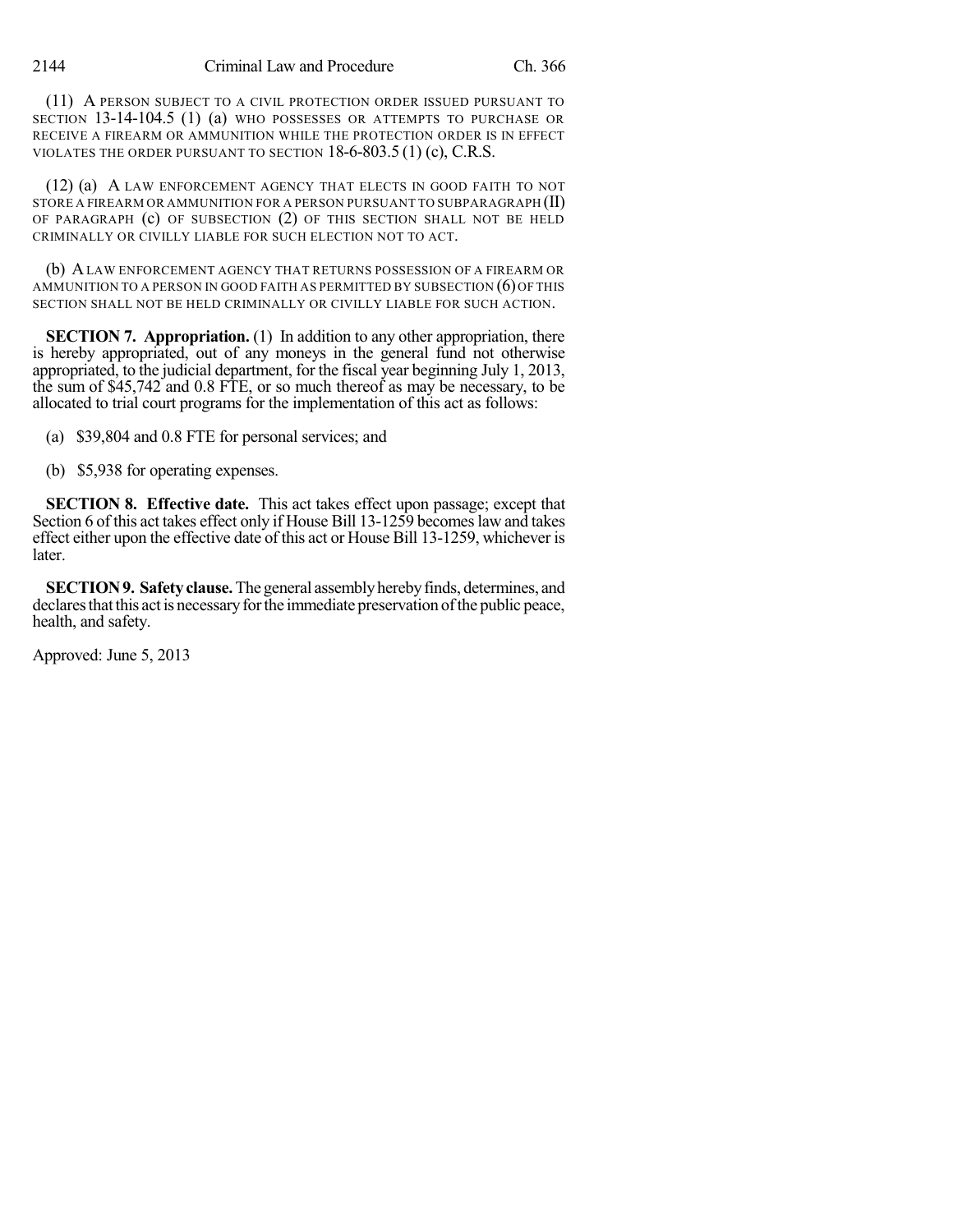(11) A PERSON SUBJECT TO A CIVIL PROTECTION ORDER ISSUED PURSUANT TO SECTION 13-14-104.5 (1) (a) WHO POSSESSES OR ATTEMPTS TO PURCHASE OR RECEIVE A FIREARM OR AMMUNITION WHILE THE PROTECTION ORDER IS IN EFFECT VIOLATES THE ORDER PURSUANT TO SECTION 18-6-803.5 (1) (c), C.R.S.

(12) (a) A LAW ENFORCEMENT AGENCY THAT ELECTS IN GOOD FAITH TO NOT STORE A FIREARM OR AMMUNITION FOR A PERSON PURSUANT TO SUBPARAGRAPH (II) OF PARAGRAPH (c) OF SUBSECTION (2) OF THIS SECTION SHALL NOT BE HELD CRIMINALLY OR CIVILLY LIABLE FOR SUCH ELECTION NOT TO ACT.

(b) A LAW ENFORCEMENT AGENCY THAT RETURNS POSSESSION OF A FIREARM OR AMMUNITION TO A PERSON IN GOOD FAITH AS PERMITTED BY SUBSECTION (6) OF THIS SECTION SHALL NOT BE HELD CRIMINALLY OR CIVILLY LIABLE FOR SUCH ACTION.

**SECTION 7. Appropriation.** (1) In addition to any other appropriation, there is hereby appropriated, out of any moneys in the general fund not otherwise appropriated, to the judicial department, for the fiscal year beginning July 1, 2013, the sum of $45,742 and 0.8 FTE, or so much thereof as may be necessary, to be allocated to trial court programs for the implementation of this act as follows:

(a) $39,804 and 0.8 FTE for personal services; and

(b) $5,938 for operating expenses.

**SECTION 8. Effective date.** This act takes effect upon passage; except that Section 6 of this act takes effect only if House Bill 13-1259 becomes law and takes effect either upon the effective date of this act or House Bill 13-1259, whichever is later.

**SECTION 9. Safety clause.** The general assembly hereby finds, determines, and declares that this act is necessary for the immediate preservation of the public peace, health, and safety.

Approved: June 5, 2013